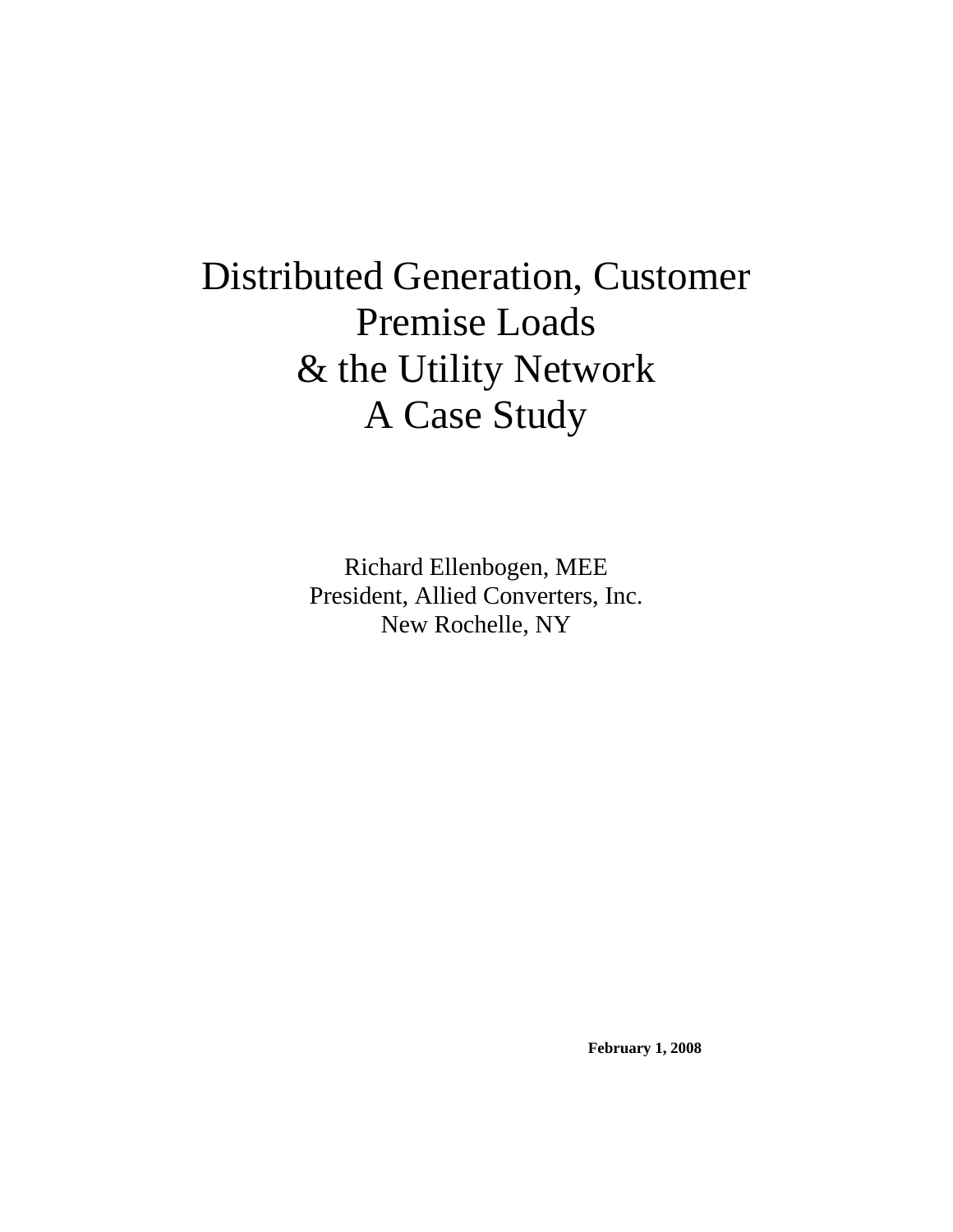# Distributed Generation, Customer Premise Loads & the Utility Network A Case Study

Richard Ellenbogen, MEE
President, Allied Converters, Inc.
New Rochelle, NY

**February 1, 2008**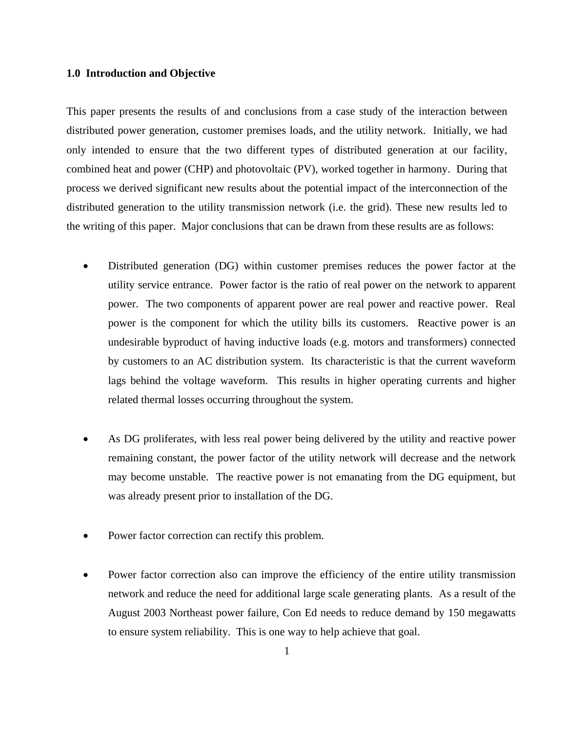## 1.0 Introduction and Objective

This paper presents the results of and conclusions from a case study of the interaction between distributed power generation, customer premises loads, and the utility network. Initially, we had only intended to ensure that the two different types of distributed generation at our facility, combined heat and power (CHP) and photovoltaic (PV), worked together in harmony. During that process we derived significant new results about the potential impact of the interconnection of the distributed generation to the utility transmission network (i.e. the grid). These new results led to the writing of this paper. Major conclusions that can be drawn from these results are as follows:

- Distributed generation (DG) within customer premises reduces the power factor at the utility service entrance. Power factor is the ratio of real power on the network to apparent power. The two components of apparent power are real power and reactive power. Real power is the component for which the utility bills its customers. Reactive power is an undesirable byproduct of having inductive loads (e.g. motors and transformers) connected by customers to an AC distribution system. Its characteristic is that the current waveform lags behind the voltage waveform. This results in higher operating currents and higher related thermal losses occurring throughout the system.

- As DG proliferates, with less real power being delivered by the utility and reactive power remaining constant, the power factor of the utility network will decrease and the network may become unstable. The reactive power is not emanating from the DG equipment, but was already present prior to installation of the DG.

- Power factor correction can rectify this problem.

- Power factor correction also can improve the efficiency of the entire utility transmission network and reduce the need for additional large scale generating plants. As a result of the August 2003 Northeast power failure, Con Ed needs to reduce demand by 150 megawatts to ensure system reliability. This is one way to help achieve that goal.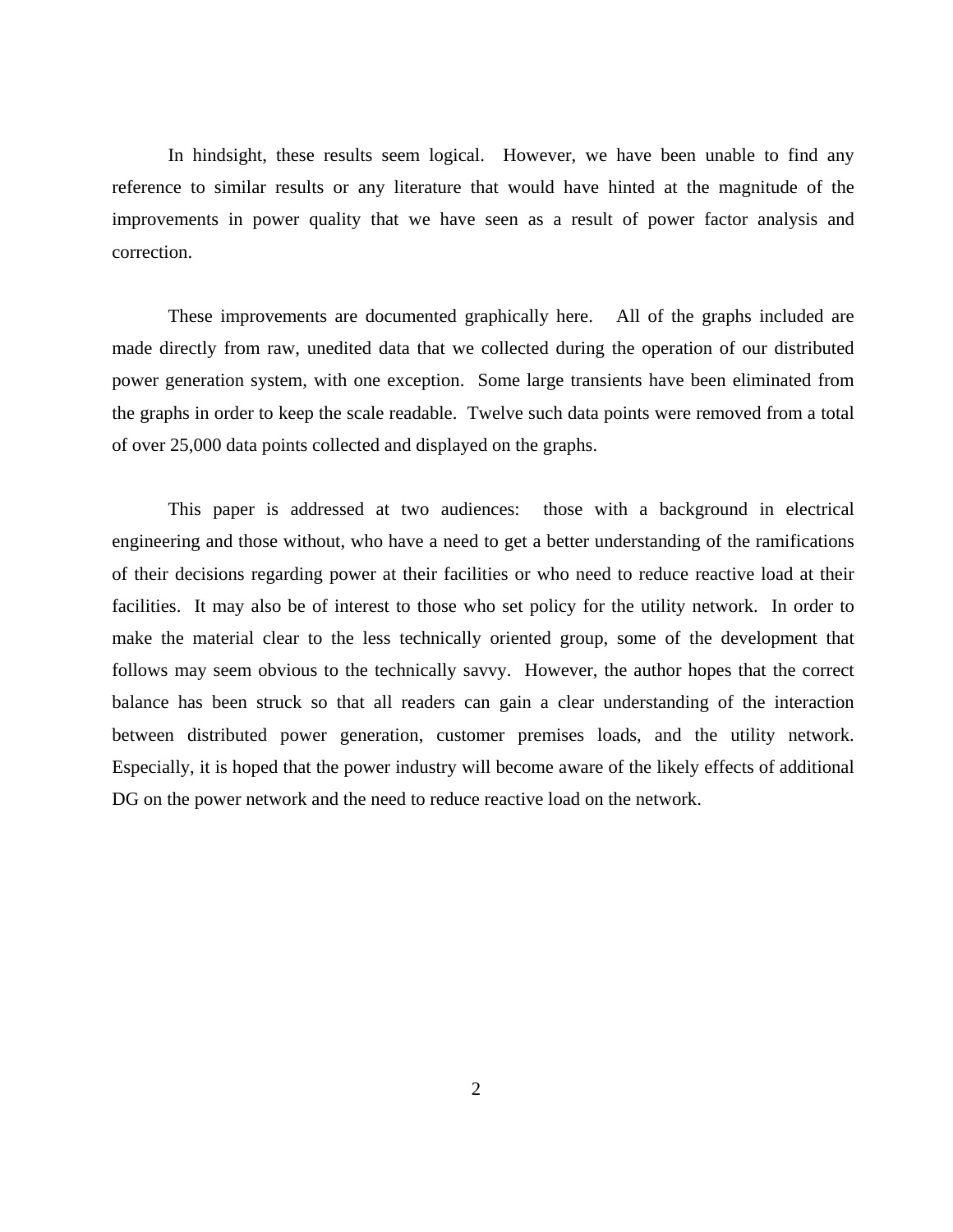In hindsight, these results seem logical. However, we have been unable to find any reference to similar results or any literature that would have hinted at the magnitude of the improvements in power quality that we have seen as a result of power factor analysis and correction.

These improvements are documented graphically here. All of the graphs included are made directly from raw, unedited data that we collected during the operation of our distributed power generation system, with one exception. Some large transients have been eliminated from the graphs in order to keep the scale readable. Twelve such data points were removed from a total of over 25,000 data points collected and displayed on the graphs.

This paper is addressed at two audiences: those with a background in electrical engineering and those without, who have a need to get a better understanding of the ramifications of their decisions regarding power at their facilities or who need to reduce reactive load at their facilities. It may also be of interest to those who set policy for the utility network. In order to make the material clear to the less technically oriented group, some of the development that follows may seem obvious to the technically savvy. However, the author hopes that the correct balance has been struck so that all readers can gain a clear understanding of the interaction between distributed power generation, customer premises loads, and the utility network. Especially, it is hoped that the power industry will become aware of the likely effects of additional DG on the power network and the need to reduce reactive load on the network.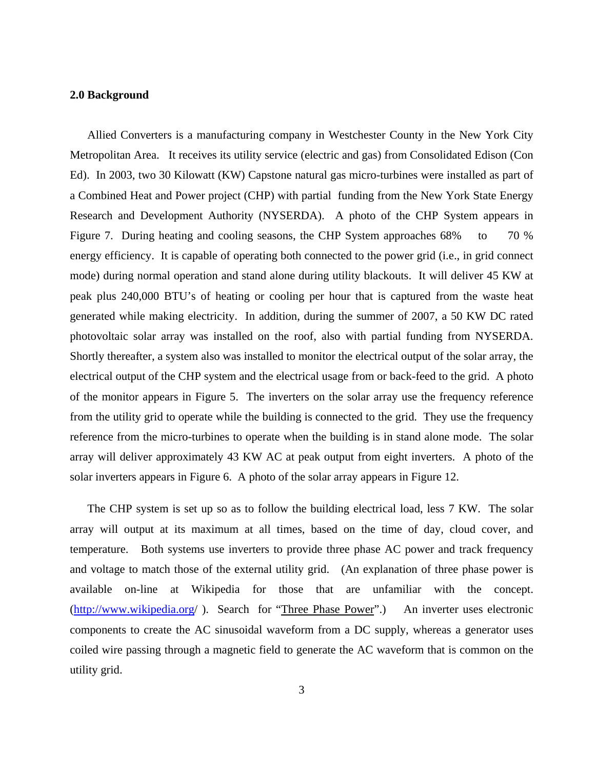## 2.0 Background

Allied Converters is a manufacturing company in Westchester County in the New York City Metropolitan Area. It receives its utility service (electric and gas) from Consolidated Edison (Con Ed). In 2003, two 30 Kilowatt (KW) Capstone natural gas micro-turbines were installed as part of a Combined Heat and Power project (CHP) with partial funding from the New York State Energy Research and Development Authority (NYSERDA). A photo of the CHP System appears in Figure 7. During heating and cooling seasons, the CHP System approaches 68% to 70 % energy efficiency. It is capable of operating both connected to the power grid (i.e., in grid connect mode) during normal operation and stand alone during utility blackouts. It will deliver 45 KW at peak plus 240,000 BTU's of heating or cooling per hour that is captured from the waste heat generated while making electricity. In addition, during the summer of 2007, a 50 KW DC rated photovoltaic solar array was installed on the roof, also with partial funding from NYSERDA. Shortly thereafter, a system also was installed to monitor the electrical output of the solar array, the electrical output of the CHP system and the electrical usage from or back-feed to the grid. A photo of the monitor appears in Figure 5. The inverters on the solar array use the frequency reference from the utility grid to operate while the building is connected to the grid. They use the frequency reference from the micro-turbines to operate when the building is in stand alone mode. The solar array will deliver approximately 43 KW AC at peak output from eight inverters. A photo of the solar inverters appears in Figure 6. A photo of the solar array appears in Figure 12.

The CHP system is set up so as to follow the building electrical load, less 7 KW. The solar array will output at its maximum at all times, based on the time of day, cloud cover, and temperature. Both systems use inverters to provide three phase AC power and track frequency and voltage to match those of the external utility grid. (An explanation of three phase power is available on-line at Wikipedia for those that are unfamiliar with the concept. (http://www.wikipedia.org/ ). Search for "Three Phase Power".) An inverter uses electronic components to create the AC sinusoidal waveform from a DC supply, whereas a generator uses coiled wire passing through a magnetic field to generate the AC waveform that is common on the utility grid.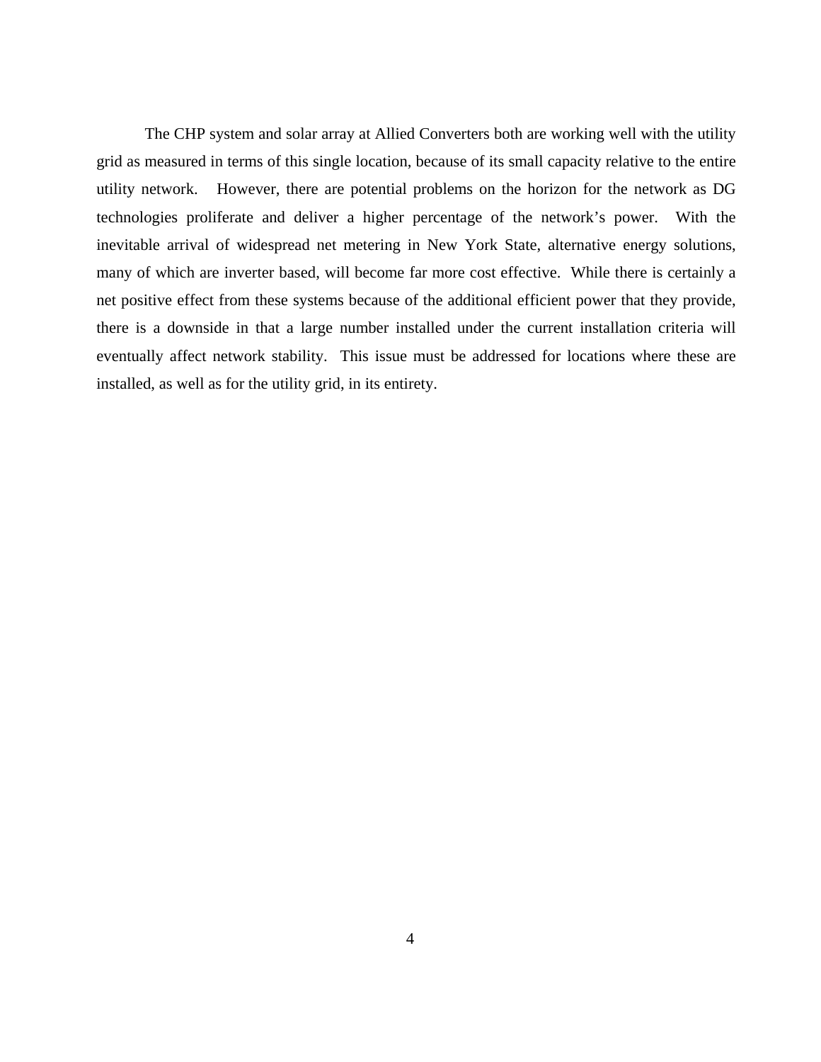The CHP system and solar array at Allied Converters both are working well with the utility grid as measured in terms of this single location, because of its small capacity relative to the entire utility network. However, there are potential problems on the horizon for the network as DG technologies proliferate and deliver a higher percentage of the network's power. With the inevitable arrival of widespread net metering in New York State, alternative energy solutions, many of which are inverter based, will become far more cost effective. While there is certainly a net positive effect from these systems because of the additional efficient power that they provide, there is a downside in that a large number installed under the current installation criteria will eventually affect network stability. This issue must be addressed for locations where these are installed, as well as for the utility grid, in its entirety.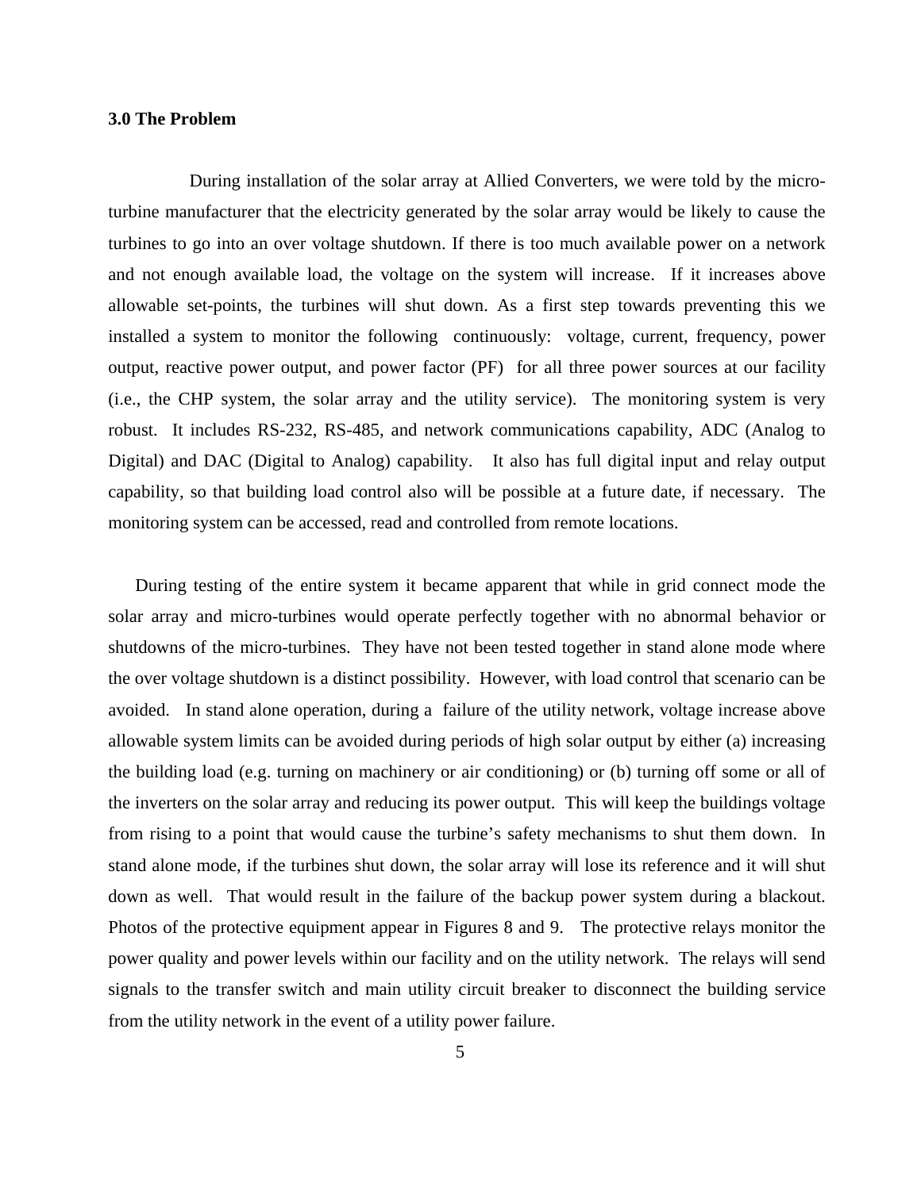### 3.0 The Problem

During installation of the solar array at Allied Converters, we were told by the micro-turbine manufacturer that the electricity generated by the solar array would be likely to cause the turbines to go into an over voltage shutdown. If there is too much available power on a network and not enough available load, the voltage on the system will increase. If it increases above allowable set-points, the turbines will shut down. As a first step towards preventing this we installed a system to monitor the following continuously: voltage, current, frequency, power output, reactive power output, and power factor (PF) for all three power sources at our facility (i.e., the CHP system, the solar array and the utility service). The monitoring system is very robust. It includes RS-232, RS-485, and network communications capability, ADC (Analog to Digital) and DAC (Digital to Analog) capability. It also has full digital input and relay output capability, so that building load control also will be possible at a future date, if necessary. The monitoring system can be accessed, read and controlled from remote locations.

During testing of the entire system it became apparent that while in grid connect mode the solar array and micro-turbines would operate perfectly together with no abnormal behavior or shutdowns of the micro-turbines. They have not been tested together in stand alone mode where the over voltage shutdown is a distinct possibility. However, with load control that scenario can be avoided. In stand alone operation, during a failure of the utility network, voltage increase above allowable system limits can be avoided during periods of high solar output by either (a) increasing the building load (e.g. turning on machinery or air conditioning) or (b) turning off some or all of the inverters on the solar array and reducing its power output. This will keep the buildings voltage from rising to a point that would cause the turbine's safety mechanisms to shut them down. In stand alone mode, if the turbines shut down, the solar array will lose its reference and it will shut down as well. That would result in the failure of the backup power system during a blackout. Photos of the protective equipment appear in Figures 8 and 9. The protective relays monitor the power quality and power levels within our facility and on the utility network. The relays will send signals to the transfer switch and main utility circuit breaker to disconnect the building service from the utility network in the event of a utility power failure.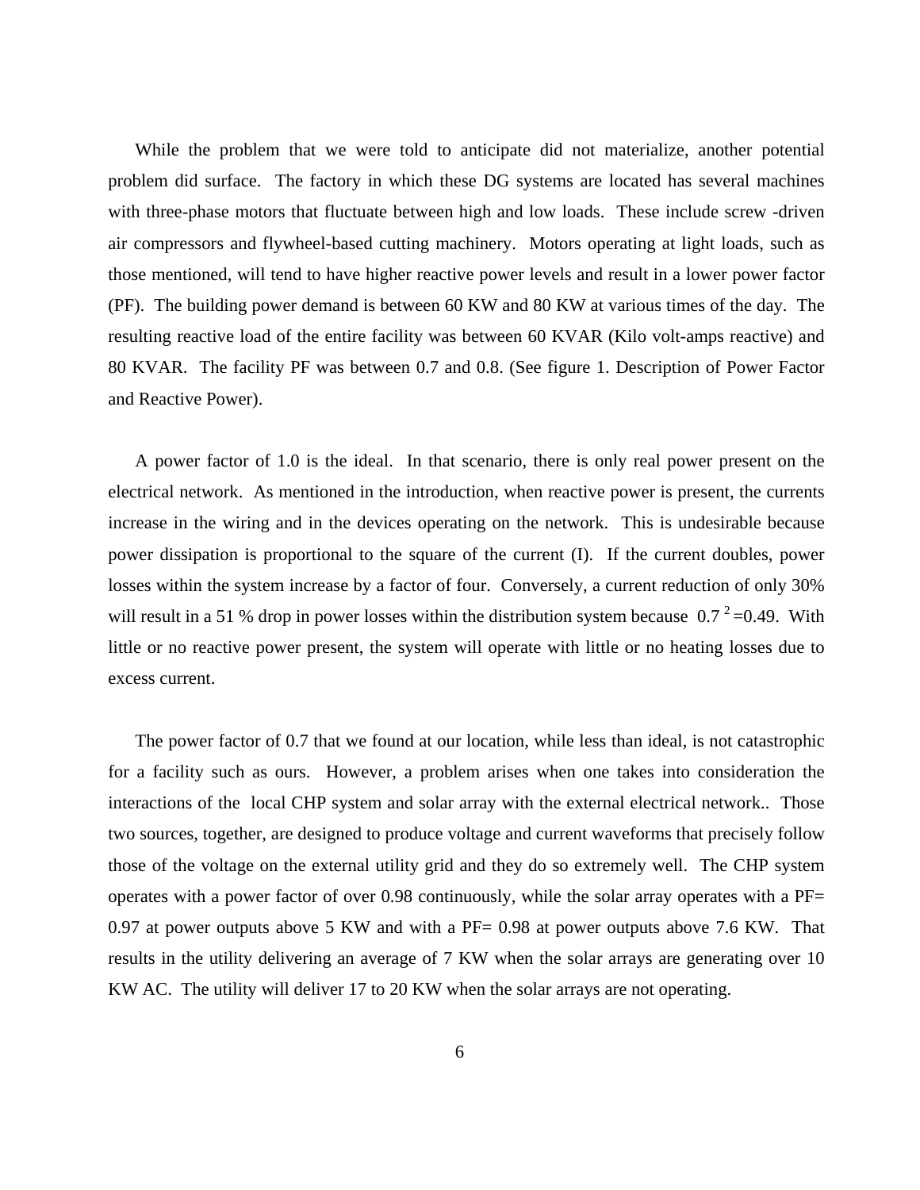While the problem that we were told to anticipate did not materialize, another potential problem did surface. The factory in which these DG systems are located has several machines with three-phase motors that fluctuate between high and low loads. These include screw -driven air compressors and flywheel-based cutting machinery. Motors operating at light loads, such as those mentioned, will tend to have higher reactive power levels and result in a lower power factor (PF). The building power demand is between 60 KW and 80 KW at various times of the day. The resulting reactive load of the entire facility was between 60 KVAR (Kilo volt-amps reactive) and 80 KVAR. The facility PF was between 0.7 and 0.8. (See figure 1. Description of Power Factor and Reactive Power).

A power factor of 1.0 is the ideal. In that scenario, there is only real power present on the electrical network. As mentioned in the introduction, when reactive power is present, the currents increase in the wiring and in the devices operating on the network. This is undesirable because power dissipation is proportional to the square of the current (I). If the current doubles, power losses within the system increase by a factor of four. Conversely, a current reduction of only 30% will result in a 51 % drop in power losses within the distribution system because $0.7^2 = 0.49$. With little or no reactive power present, the system will operate with little or no heating losses due to excess current.

The power factor of 0.7 that we found at our location, while less than ideal, is not catastrophic for a facility such as ours. However, a problem arises when one takes into consideration the interactions of the local CHP system and solar array with the external electrical network.. Those two sources, together, are designed to produce voltage and current waveforms that precisely follow those of the voltage on the external utility grid and they do so extremely well. The CHP system operates with a power factor of over 0.98 continuously, while the solar array operates with a PF= 0.97 at power outputs above 5 KW and with a PF= 0.98 at power outputs above 7.6 KW. That results in the utility delivering an average of 7 KW when the solar arrays are generating over 10 KW AC. The utility will deliver 17 to 20 KW when the solar arrays are not operating.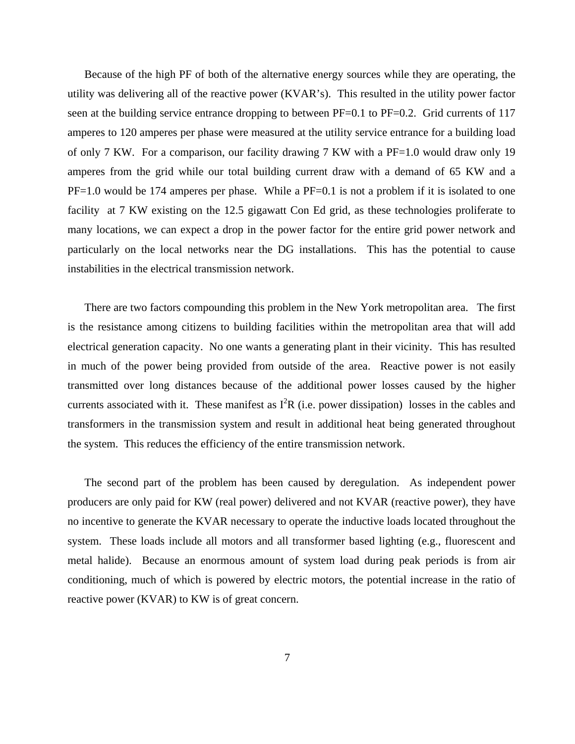Because of the high PF of both of the alternative energy sources while they are operating, the utility was delivering all of the reactive power (KVAR's). This resulted in the utility power factor seen at the building service entrance dropping to between PF=0.1 to PF=0.2. Grid currents of 117 amperes to 120 amperes per phase were measured at the utility service entrance for a building load of only 7 KW. For a comparison, our facility drawing 7 KW with a PF=1.0 would draw only 19 amperes from the grid while our total building current draw with a demand of 65 KW and a PF=1.0 would be 174 amperes per phase. While a PF=0.1 is not a problem if it is isolated to one facility at 7 KW existing on the 12.5 gigawatt Con Ed grid, as these technologies proliferate to many locations, we can expect a drop in the power factor for the entire grid power network and particularly on the local networks near the DG installations. This has the potential to cause instabilities in the electrical transmission network.

There are two factors compounding this problem in the New York metropolitan area. The first is the resistance among citizens to building facilities within the metropolitan area that will add electrical generation capacity. No one wants a generating plant in their vicinity. This has resulted in much of the power being provided from outside of the area. Reactive power is not easily transmitted over long distances because of the additional power losses caused by the higher currents associated with it. These manifest as $I^2R$ (i.e. power dissipation) losses in the cables and transformers in the transmission system and result in additional heat being generated throughout the system. This reduces the efficiency of the entire transmission network.

The second part of the problem has been caused by deregulation. As independent power producers are only paid for KW (real power) delivered and not KVAR (reactive power), they have no incentive to generate the KVAR necessary to operate the inductive loads located throughout the system. These loads include all motors and all transformer based lighting (e.g., fluorescent and metal halide). Because an enormous amount of system load during peak periods is from air conditioning, much of which is powered by electric motors, the potential increase in the ratio of reactive power (KVAR) to KW is of great concern.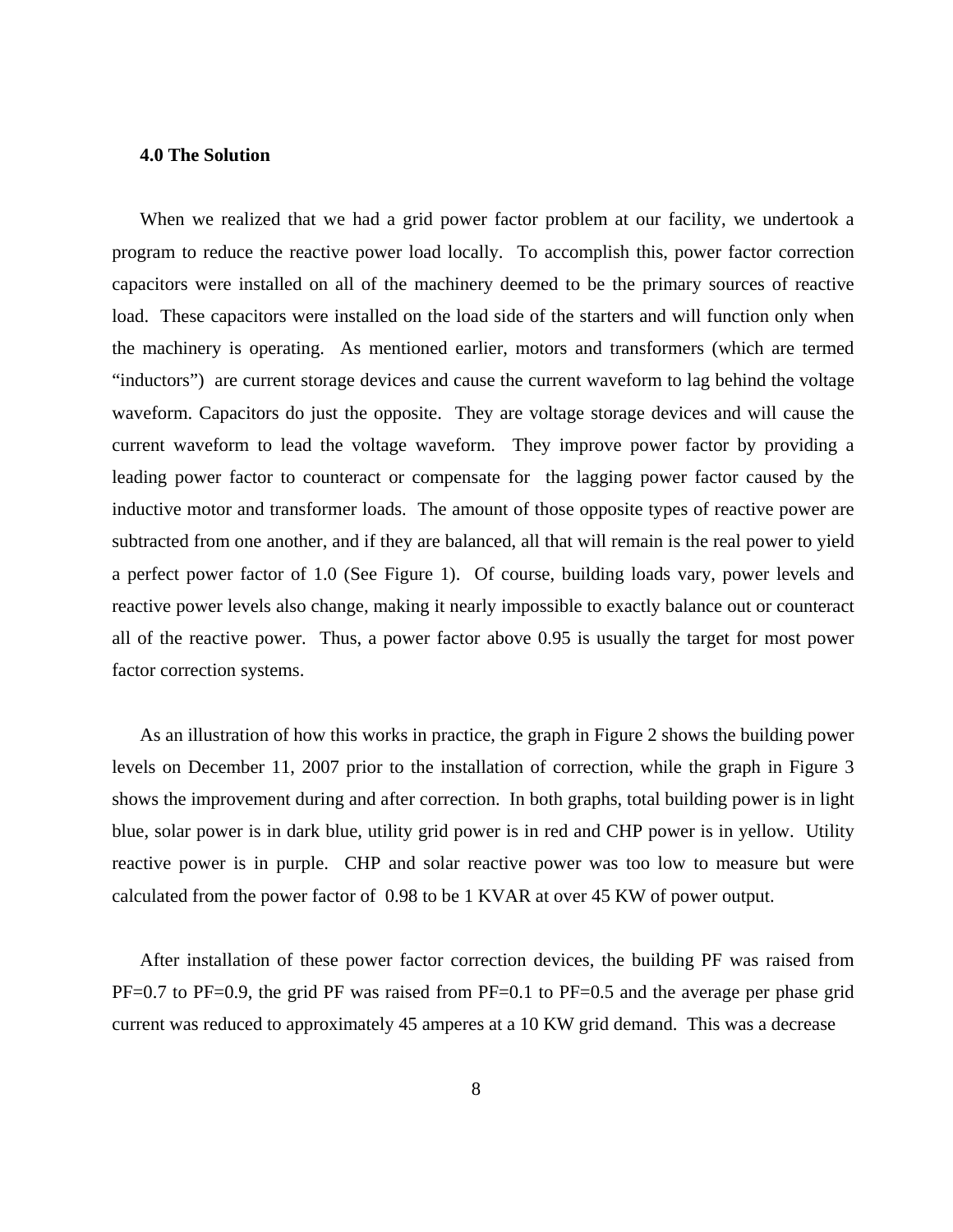### 4.0 The Solution

When we realized that we had a grid power factor problem at our facility, we undertook a program to reduce the reactive power load locally. To accomplish this, power factor correction capacitors were installed on all of the machinery deemed to be the primary sources of reactive load. These capacitors were installed on the load side of the starters and will function only when the machinery is operating. As mentioned earlier, motors and transformers (which are termed "inductors") are current storage devices and cause the current waveform to lag behind the voltage waveform. Capacitors do just the opposite. They are voltage storage devices and will cause the current waveform to lead the voltage waveform. They improve power factor by providing a leading power factor to counteract or compensate for the lagging power factor caused by the inductive motor and transformer loads. The amount of those opposite types of reactive power are subtracted from one another, and if they are balanced, all that will remain is the real power to yield a perfect power factor of 1.0 (See Figure 1). Of course, building loads vary, power levels and reactive power levels also change, making it nearly impossible to exactly balance out or counteract all of the reactive power. Thus, a power factor above 0.95 is usually the target for most power factor correction systems.

As an illustration of how this works in practice, the graph in Figure 2 shows the building power levels on December 11, 2007 prior to the installation of correction, while the graph in Figure 3 shows the improvement during and after correction. In both graphs, total building power is in light blue, solar power is in dark blue, utility grid power is in red and CHP power is in yellow. Utility reactive power is in purple. CHP and solar reactive power was too low to measure but were calculated from the power factor of 0.98 to be 1 KVAR at over 45 KW of power output.

After installation of these power factor correction devices, the building PF was raised from PF=0.7 to PF=0.9, the grid PF was raised from PF=0.1 to PF=0.5 and the average per phase grid current was reduced to approximately 45 amperes at a 10 KW grid demand. This was a decrease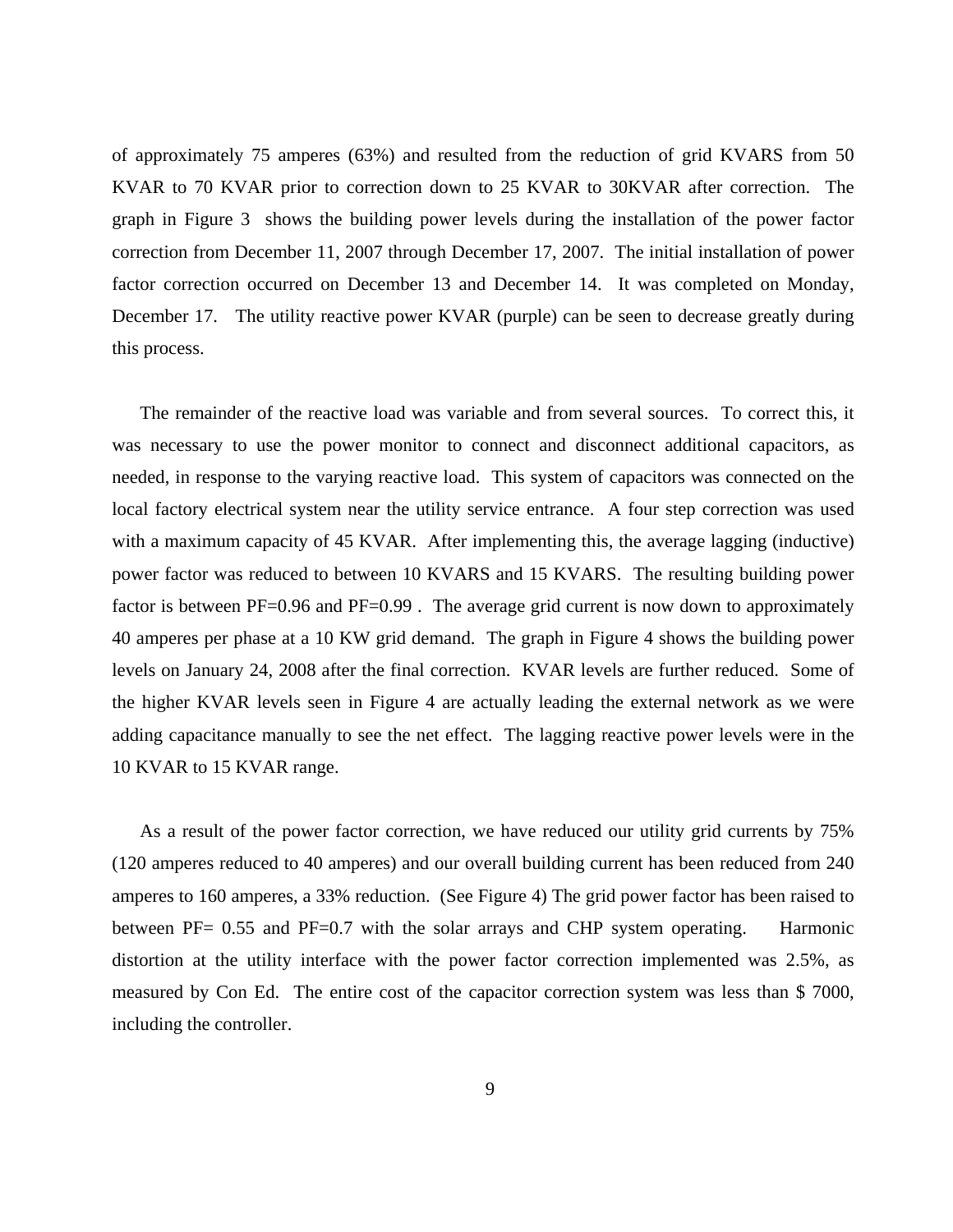of approximately 75 amperes (63%) and resulted from the reduction of grid KVARS from 50 KVAR to 70 KVAR prior to correction down to 25 KVAR to 30KVAR after correction. The graph in Figure 3 shows the building power levels during the installation of the power factor correction from December 11, 2007 through December 17, 2007. The initial installation of power factor correction occurred on December 13 and December 14. It was completed on Monday, December 17. The utility reactive power KVAR (purple) can be seen to decrease greatly during this process.

The remainder of the reactive load was variable and from several sources. To correct this, it was necessary to use the power monitor to connect and disconnect additional capacitors, as needed, in response to the varying reactive load. This system of capacitors was connected on the local factory electrical system near the utility service entrance. A four step correction was used with a maximum capacity of 45 KVAR. After implementing this, the average lagging (inductive) power factor was reduced to between 10 KVARS and 15 KVARS. The resulting building power factor is between PF=0.96 and PF=0.99 . The average grid current is now down to approximately 40 amperes per phase at a 10 KW grid demand. The graph in Figure 4 shows the building power levels on January 24, 2008 after the final correction. KVAR levels are further reduced. Some of the higher KVAR levels seen in Figure 4 are actually leading the external network as we were adding capacitance manually to see the net effect. The lagging reactive power levels were in the 10 KVAR to 15 KVAR range.

As a result of the power factor correction, we have reduced our utility grid currents by 75% (120 amperes reduced to 40 amperes) and our overall building current has been reduced from 240 amperes to 160 amperes, a 33% reduction. (See Figure 4) The grid power factor has been raised to between PF= 0.55 and PF=0.7 with the solar arrays and CHP system operating. Harmonic distortion at the utility interface with the power factor correction implemented was 2.5%, as measured by Con Ed. The entire cost of the capacitor correction system was less than $ 7000, including the controller.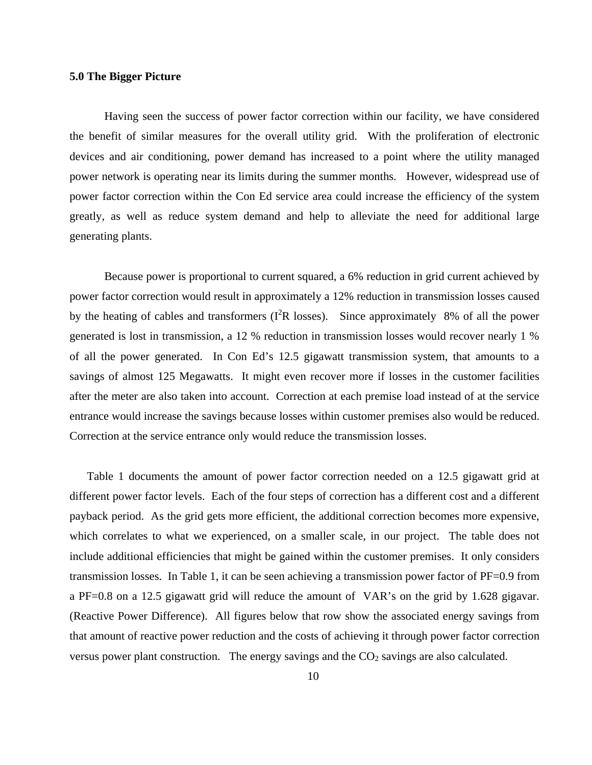## 5.0 The Bigger Picture

Having seen the success of power factor correction within our facility, we have considered the benefit of similar measures for the overall utility grid. With the proliferation of electronic devices and air conditioning, power demand has increased to a point where the utility managed power network is operating near its limits during the summer months. However, widespread use of power factor correction within the Con Ed service area could increase the efficiency of the system greatly, as well as reduce system demand and help to alleviate the need for additional large generating plants.

Because power is proportional to current squared, a 6% reduction in grid current achieved by power factor correction would result in approximately a 12% reduction in transmission losses caused by the heating of cables and transformers ($I^2R$ losses). Since approximately 8% of all the power generated is lost in transmission, a 12 % reduction in transmission losses would recover nearly 1 % of all the power generated. In Con Ed's 12.5 gigawatt transmission system, that amounts to a savings of almost 125 Megawatts. It might even recover more if losses in the customer facilities after the meter are also taken into account. Correction at each premise load instead of at the service entrance would increase the savings because losses within customer premises also would be reduced. Correction at the service entrance only would reduce the transmission losses.

Table 1 documents the amount of power factor correction needed on a 12.5 gigawatt grid at different power factor levels. Each of the four steps of correction has a different cost and a different payback period. As the grid gets more efficient, the additional correction becomes more expensive, which correlates to what we experienced, on a smaller scale, in our project. The table does not include additional efficiencies that might be gained within the customer premises. It only considers transmission losses. In Table 1, it can be seen achieving a transmission power factor of PF=0.9 from a PF=0.8 on a 12.5 gigawatt grid will reduce the amount of VAR's on the grid by 1.628 gigavar. (Reactive Power Difference). All figures below that row show the associated energy savings from that amount of reactive power reduction and the costs of achieving it through power factor correction versus power plant construction. The energy savings and the $CO_2$ savings are also calculated.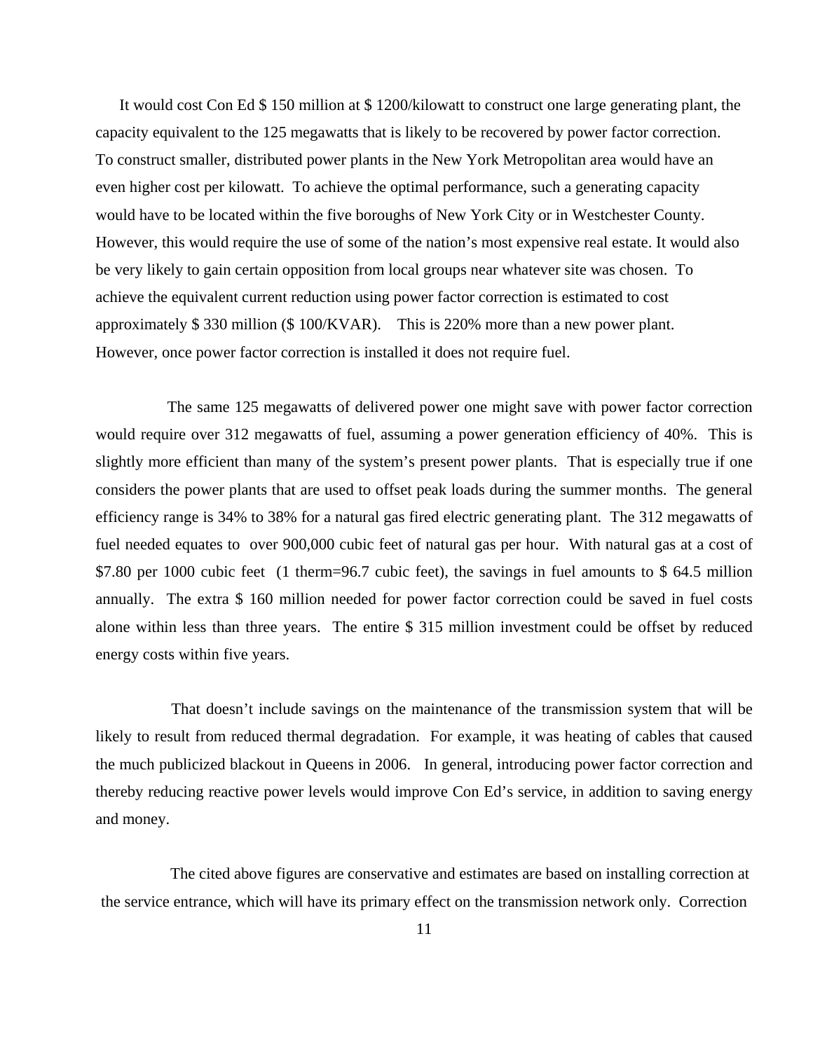It would cost Con Ed $ 150 million at $ 1200/kilowatt to construct one large generating plant, the capacity equivalent to the 125 megawatts that is likely to be recovered by power factor correction. To construct smaller, distributed power plants in the New York Metropolitan area would have an even higher cost per kilowatt. To achieve the optimal performance, such a generating capacity would have to be located within the five boroughs of New York City or in Westchester County. However, this would require the use of some of the nation's most expensive real estate. It would also be very likely to gain certain opposition from local groups near whatever site was chosen. To achieve the equivalent current reduction using power factor correction is estimated to cost approximately $ 330 million ($ 100/KVAR). This is 220% more than a new power plant. However, once power factor correction is installed it does not require fuel.

The same 125 megawatts of delivered power one might save with power factor correction would require over 312 megawatts of fuel, assuming a power generation efficiency of 40%. This is slightly more efficient than many of the system's present power plants. That is especially true if one considers the power plants that are used to offset peak loads during the summer months. The general efficiency range is 34% to 38% for a natural gas fired electric generating plant. The 312 megawatts of fuel needed equates to over 900,000 cubic feet of natural gas per hour. With natural gas at a cost of $7.80 per 1000 cubic feet (1 therm=96.7 cubic feet), the savings in fuel amounts to $ 64.5 million annually. The extra $ 160 million needed for power factor correction could be saved in fuel costs alone within less than three years. The entire $ 315 million investment could be offset by reduced energy costs within five years.

That doesn't include savings on the maintenance of the transmission system that will be likely to result from reduced thermal degradation. For example, it was heating of cables that caused the much publicized blackout in Queens in 2006. In general, introducing power factor correction and thereby reducing reactive power levels would improve Con Ed's service, in addition to saving energy and money.

The cited above figures are conservative and estimates are based on installing correction at the service entrance, which will have its primary effect on the transmission network only. Correction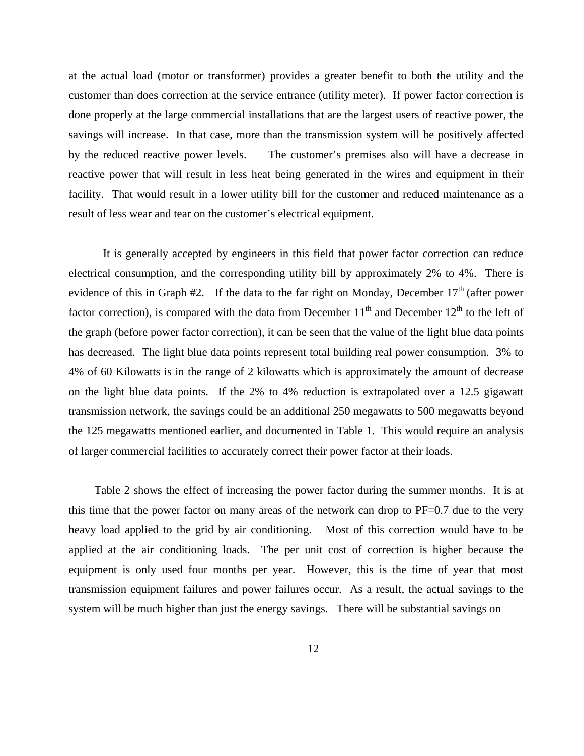at the actual load (motor or transformer) provides a greater benefit to both the utility and the customer than does correction at the service entrance (utility meter). If power factor correction is done properly at the large commercial installations that are the largest users of reactive power, the savings will increase. In that case, more than the transmission system will be positively affected by the reduced reactive power levels. The customer's premises also will have a decrease in reactive power that will result in less heat being generated in the wires and equipment in their facility. That would result in a lower utility bill for the customer and reduced maintenance as a result of less wear and tear on the customer's electrical equipment.

It is generally accepted by engineers in this field that power factor correction can reduce electrical consumption, and the corresponding utility bill by approximately 2% to 4%. There is evidence of this in Graph #2. If the data to the far right on Monday, December 17th (after power factor correction), is compared with the data from December 11th and December 12th to the left of the graph (before power factor correction), it can be seen that the value of the light blue data points has decreased. The light blue data points represent total building real power consumption. 3% to 4% of 60 Kilowatts is in the range of 2 kilowatts which is approximately the amount of decrease on the light blue data points. If the 2% to 4% reduction is extrapolated over a 12.5 gigawatt transmission network, the savings could be an additional 250 megawatts to 500 megawatts beyond the 125 megawatts mentioned earlier, and documented in Table 1. This would require an analysis of larger commercial facilities to accurately correct their power factor at their loads.

Table 2 shows the effect of increasing the power factor during the summer months. It is at this time that the power factor on many areas of the network can drop to PF=0.7 due to the very heavy load applied to the grid by air conditioning. Most of this correction would have to be applied at the air conditioning loads. The per unit cost of correction is higher because the equipment is only used four months per year. However, this is the time of year that most transmission equipment failures and power failures occur. As a result, the actual savings to the system will be much higher than just the energy savings. There will be substantial savings on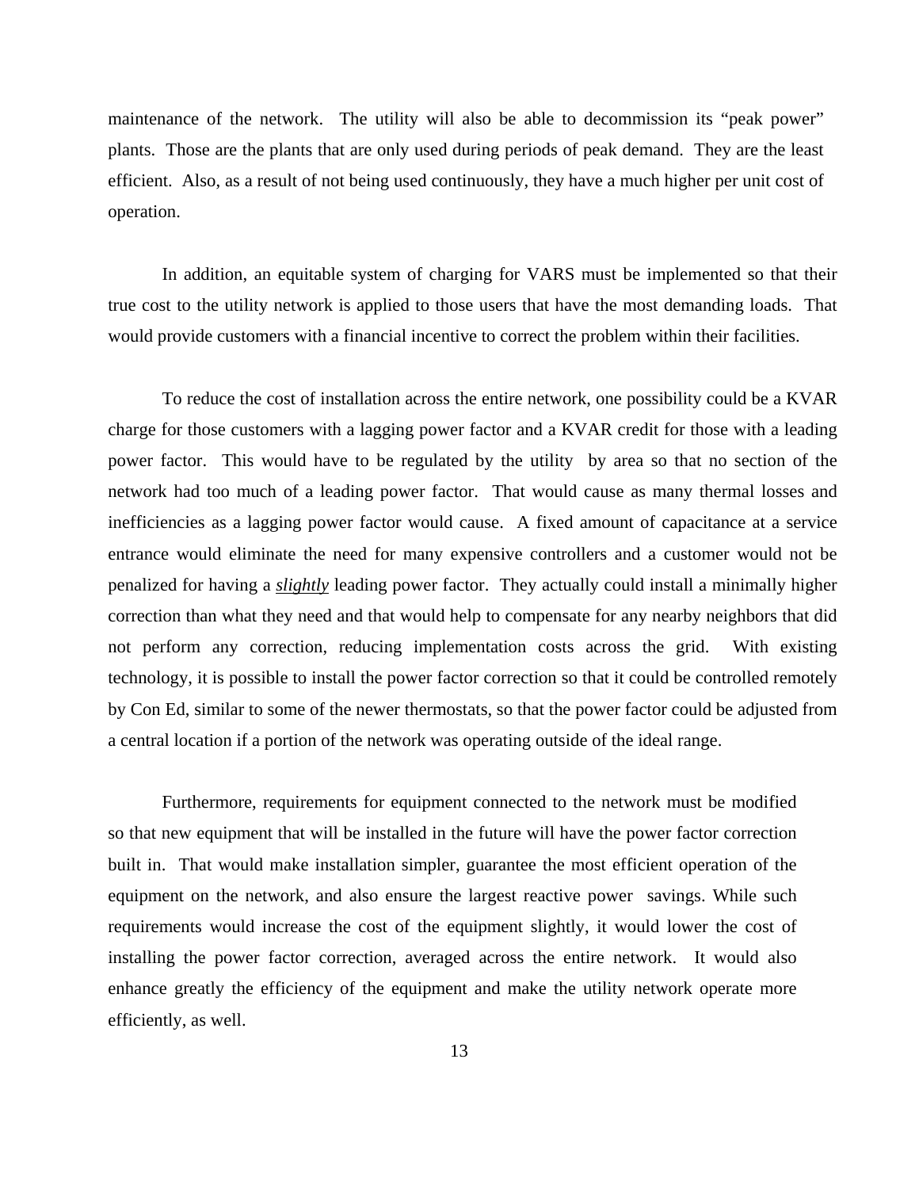maintenance of the network. The utility will also be able to decommission its "peak power" plants. Those are the plants that are only used during periods of peak demand. They are the least efficient. Also, as a result of not being used continuously, they have a much higher per unit cost of operation.

In addition, an equitable system of charging for VARS must be implemented so that their true cost to the utility network is applied to those users that have the most demanding loads. That would provide customers with a financial incentive to correct the problem within their facilities.

To reduce the cost of installation across the entire network, one possibility could be a KVAR charge for those customers with a lagging power factor and a KVAR credit for those with a leading power factor. This would have to be regulated by the utility by area so that no section of the network had too much of a leading power factor. That would cause as many thermal losses and inefficiencies as a lagging power factor would cause. A fixed amount of capacitance at a service entrance would eliminate the need for many expensive controllers and a customer would not be penalized for having a ***slightly*** leading power factor. They actually could install a minimally higher correction than what they need and that would help to compensate for any nearby neighbors that did not perform any correction, reducing implementation costs across the grid. With existing technology, it is possible to install the power factor correction so that it could be controlled remotely by Con Ed, similar to some of the newer thermostats, so that the power factor could be adjusted from a central location if a portion of the network was operating outside of the ideal range.

Furthermore, requirements for equipment connected to the network must be modified so that new equipment that will be installed in the future will have the power factor correction built in. That would make installation simpler, guarantee the most efficient operation of the equipment on the network, and also ensure the largest reactive power savings. While such requirements would increase the cost of the equipment slightly, it would lower the cost of installing the power factor correction, averaged across the entire network. It would also enhance greatly the efficiency of the equipment and make the utility network operate more efficiently, as well.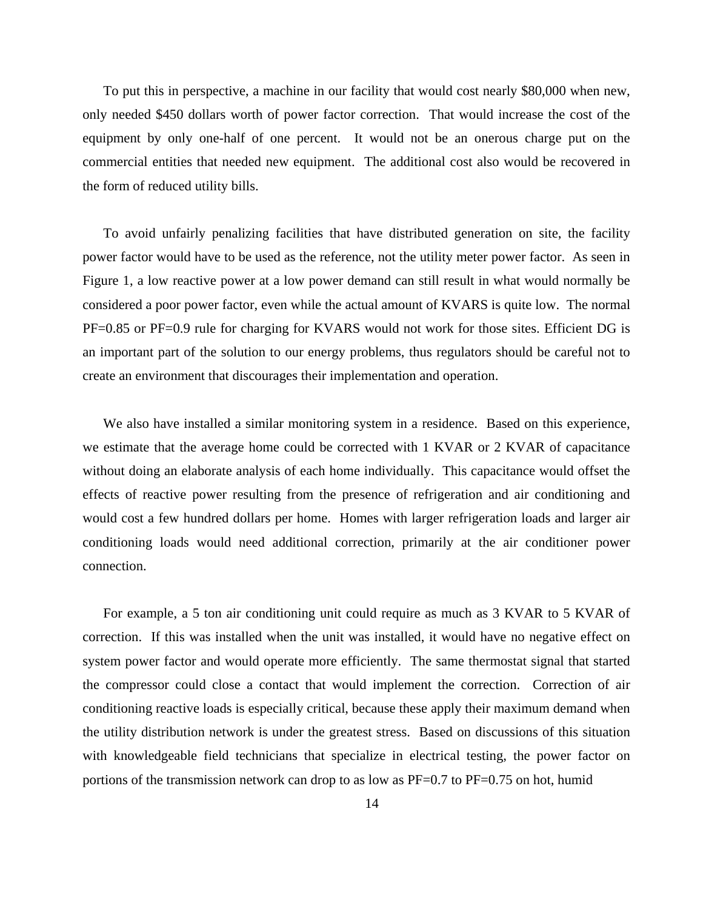To put this in perspective, a machine in our facility that would cost nearly $80,000 when new, only needed $450 dollars worth of power factor correction. That would increase the cost of the equipment by only one-half of one percent. It would not be an onerous charge put on the commercial entities that needed new equipment. The additional cost also would be recovered in the form of reduced utility bills.

To avoid unfairly penalizing facilities that have distributed generation on site, the facility power factor would have to be used as the reference, not the utility meter power factor. As seen in Figure 1, a low reactive power at a low power demand can still result in what would normally be considered a poor power factor, even while the actual amount of KVARS is quite low. The normal PF=0.85 or PF=0.9 rule for charging for KVARS would not work for those sites. Efficient DG is an important part of the solution to our energy problems, thus regulators should be careful not to create an environment that discourages their implementation and operation.

We also have installed a similar monitoring system in a residence. Based on this experience, we estimate that the average home could be corrected with 1 KVAR or 2 KVAR of capacitance without doing an elaborate analysis of each home individually. This capacitance would offset the effects of reactive power resulting from the presence of refrigeration and air conditioning and would cost a few hundred dollars per home. Homes with larger refrigeration loads and larger air conditioning loads would need additional correction, primarily at the air conditioner power connection.

For example, a 5 ton air conditioning unit could require as much as 3 KVAR to 5 KVAR of correction. If this was installed when the unit was installed, it would have no negative effect on system power factor and would operate more efficiently. The same thermostat signal that started the compressor could close a contact that would implement the correction. Correction of air conditioning reactive loads is especially critical, because these apply their maximum demand when the utility distribution network is under the greatest stress. Based on discussions of this situation with knowledgeable field technicians that specialize in electrical testing, the power factor on portions of the transmission network can drop to as low as PF=0.7 to PF=0.75 on hot, humid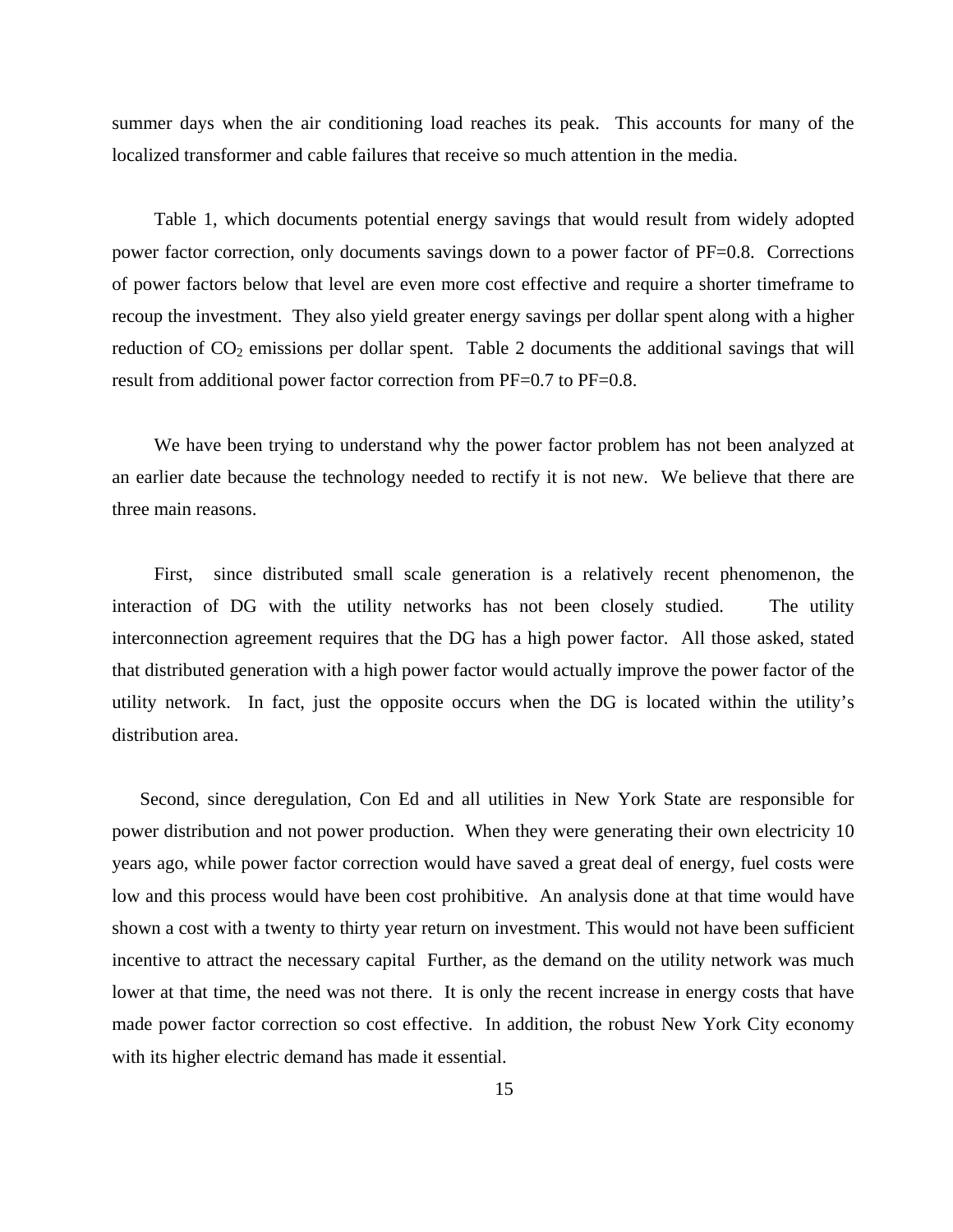summer days when the air conditioning load reaches its peak. This accounts for many of the localized transformer and cable failures that receive so much attention in the media.

Table 1, which documents potential energy savings that would result from widely adopted power factor correction, only documents savings down to a power factor of PF=0.8. Corrections of power factors below that level are even more cost effective and require a shorter timeframe to recoup the investment. They also yield greater energy savings per dollar spent along with a higher reduction of $CO_2$ emissions per dollar spent. Table 2 documents the additional savings that will result from additional power factor correction from PF=0.7 to PF=0.8.

We have been trying to understand why the power factor problem has not been analyzed at an earlier date because the technology needed to rectify it is not new. We believe that there are three main reasons.

First, since distributed small scale generation is a relatively recent phenomenon, the interaction of DG with the utility networks has not been closely studied. The utility interconnection agreement requires that the DG has a high power factor. All those asked, stated that distributed generation with a high power factor would actually improve the power factor of the utility network. In fact, just the opposite occurs when the DG is located within the utility's distribution area.

Second, since deregulation, Con Ed and all utilities in New York State are responsible for power distribution and not power production. When they were generating their own electricity 10 years ago, while power factor correction would have saved a great deal of energy, fuel costs were low and this process would have been cost prohibitive. An analysis done at that time would have shown a cost with a twenty to thirty year return on investment. This would not have been sufficient incentive to attract the necessary capital Further, as the demand on the utility network was much lower at that time, the need was not there. It is only the recent increase in energy costs that have made power factor correction so cost effective. In addition, the robust New York City economy with its higher electric demand has made it essential.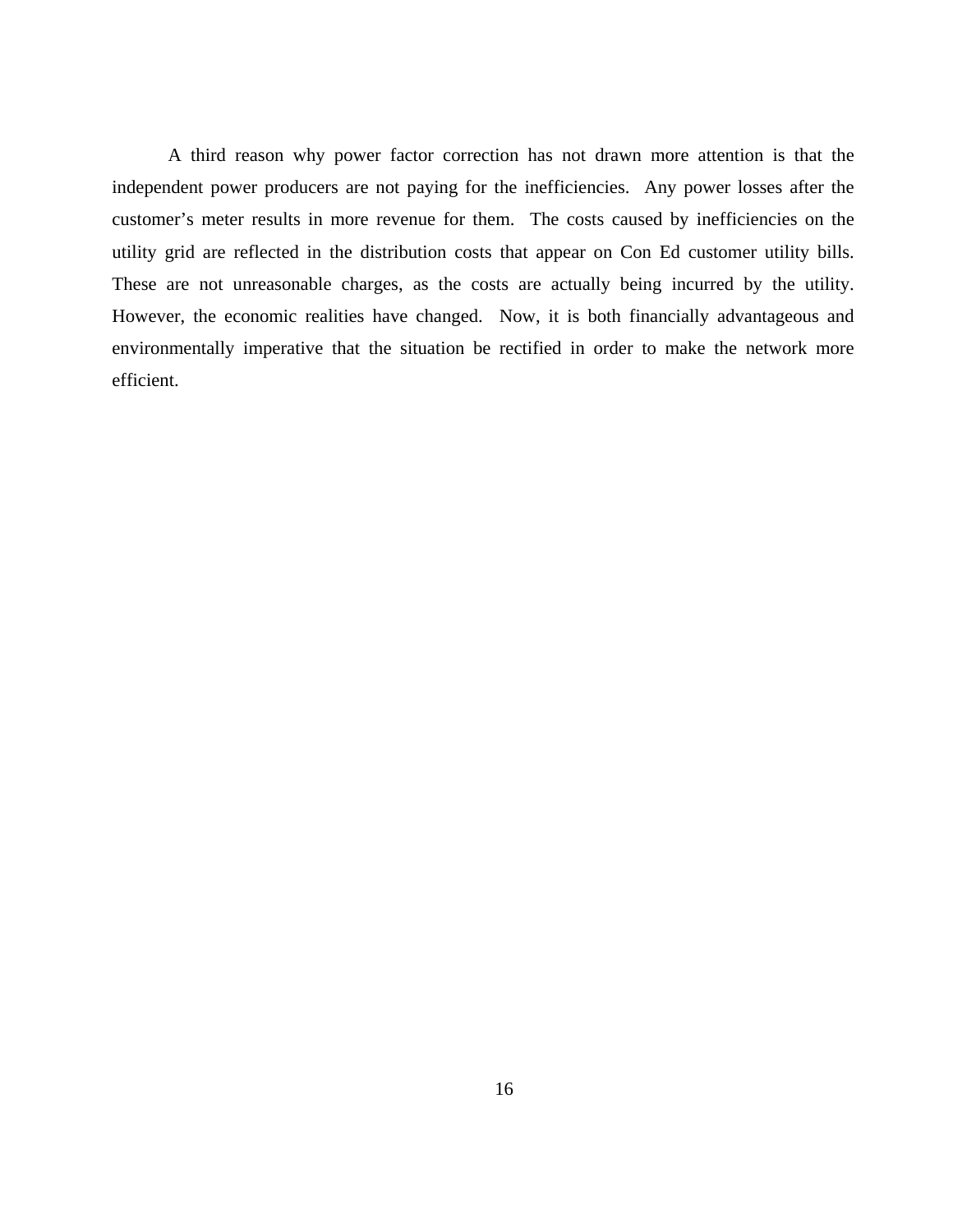A third reason why power factor correction has not drawn more attention is that the independent power producers are not paying for the inefficiencies. Any power losses after the customer's meter results in more revenue for them. The costs caused by inefficiencies on the utility grid are reflected in the distribution costs that appear on Con Ed customer utility bills. These are not unreasonable charges, as the costs are actually being incurred by the utility. However, the economic realities have changed. Now, it is both financially advantageous and environmentally imperative that the situation be rectified in order to make the network more efficient.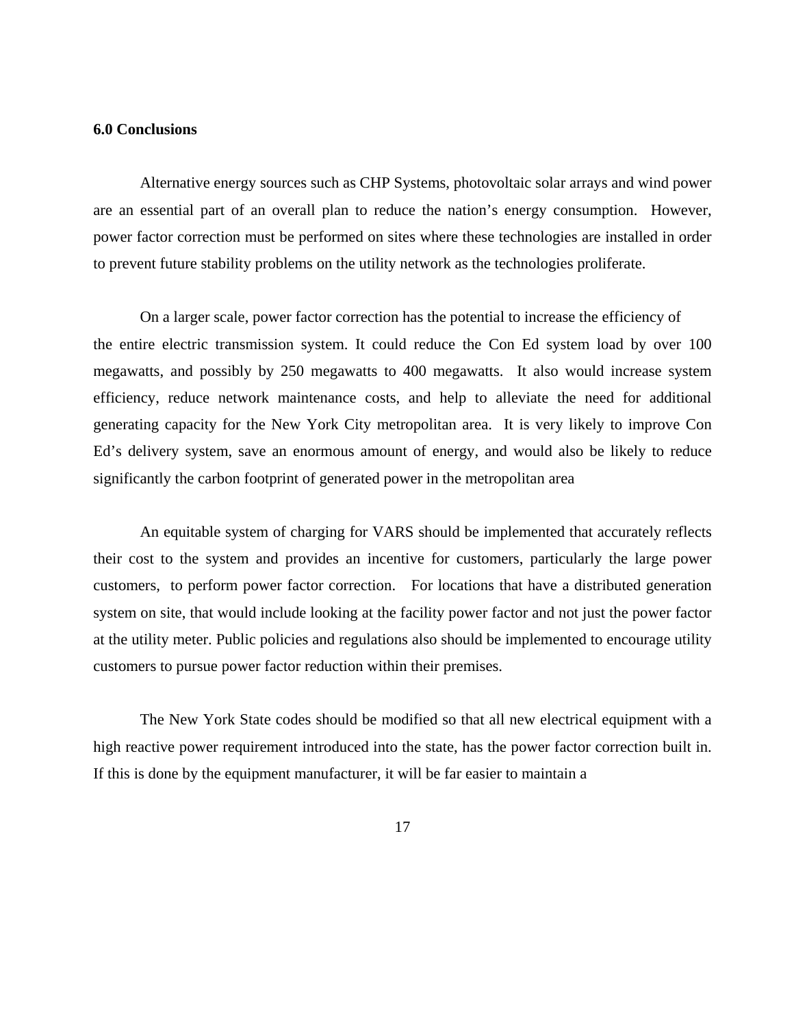**6.0 Conclusions**

Alternative energy sources such as CHP Systems, photovoltaic solar arrays and wind power are an essential part of an overall plan to reduce the nation's energy consumption. However, power factor correction must be performed on sites where these technologies are installed in order to prevent future stability problems on the utility network as the technologies proliferate.

On a larger scale, power factor correction has the potential to increase the efficiency of the entire electric transmission system. It could reduce the Con Ed system load by over 100 megawatts, and possibly by 250 megawatts to 400 megawatts. It also would increase system efficiency, reduce network maintenance costs, and help to alleviate the need for additional generating capacity for the New York City metropolitan area. It is very likely to improve Con Ed's delivery system, save an enormous amount of energy, and would also be likely to reduce significantly the carbon footprint of generated power in the metropolitan area

An equitable system of charging for VARS should be implemented that accurately reflects their cost to the system and provides an incentive for customers, particularly the large power customers, to perform power factor correction. For locations that have a distributed generation system on site, that would include looking at the facility power factor and not just the power factor at the utility meter. Public policies and regulations also should be implemented to encourage utility customers to pursue power factor reduction within their premises.

The New York State codes should be modified so that all new electrical equipment with a high reactive power requirement introduced into the state, has the power factor correction built in. If this is done by the equipment manufacturer, it will be far easier to maintain a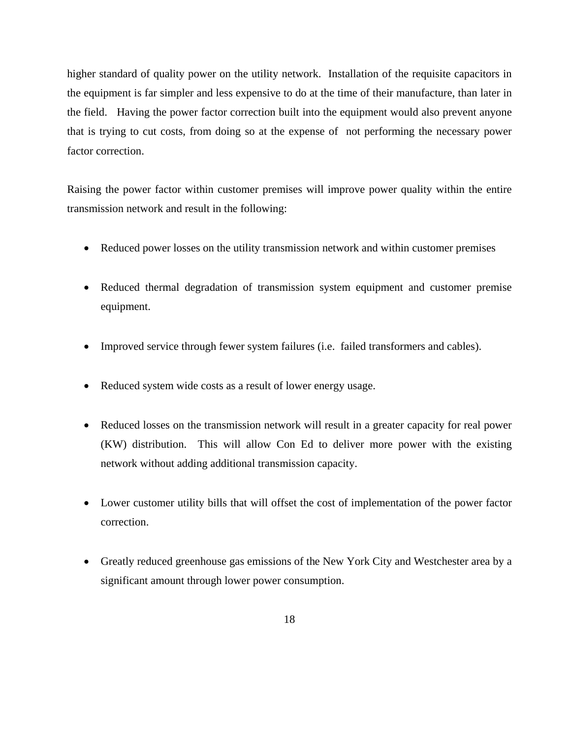higher standard of quality power on the utility network. Installation of the requisite capacitors in the equipment is far simpler and less expensive to do at the time of their manufacture, than later in the field. Having the power factor correction built into the equipment would also prevent anyone that is trying to cut costs, from doing so at the expense of not performing the necessary power factor correction.

Raising the power factor within customer premises will improve power quality within the entire transmission network and result in the following:

- Reduced power losses on the utility transmission network and within customer premises
- Reduced thermal degradation of transmission system equipment and customer premise equipment.
- Improved service through fewer system failures (i.e. failed transformers and cables).
- Reduced system wide costs as a result of lower energy usage.
- Reduced losses on the transmission network will result in a greater capacity for real power (KW) distribution. This will allow Con Ed to deliver more power with the existing network without adding additional transmission capacity.
- Lower customer utility bills that will offset the cost of implementation of the power factor correction.
- Greatly reduced greenhouse gas emissions of the New York City and Westchester area by a significant amount through lower power consumption.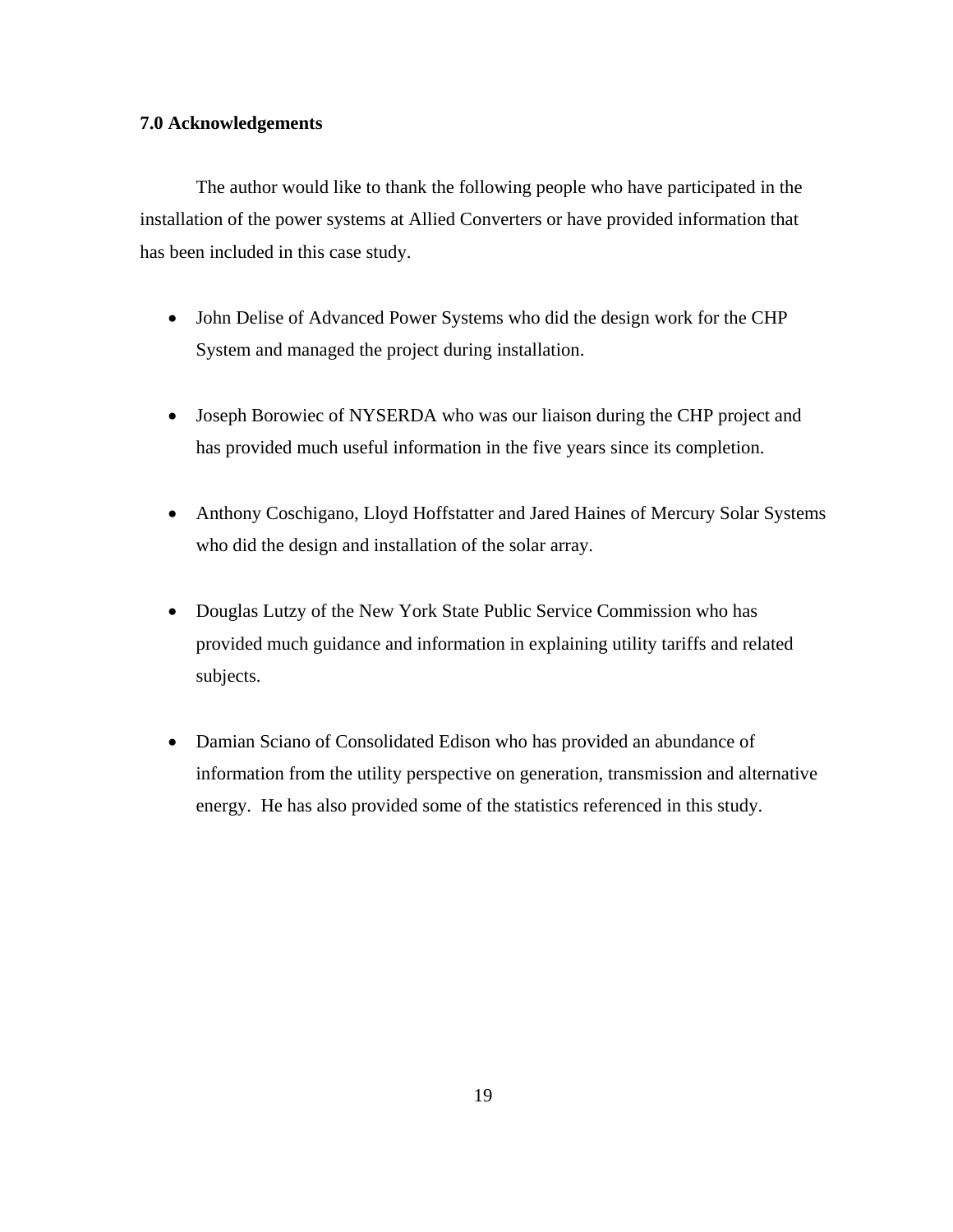## 7.0 Acknowledgements

The author would like to thank the following people who have participated in the installation of the power systems at Allied Converters or have provided information that has been included in this case study.

- John Delise of Advanced Power Systems who did the design work for the CHP System and managed the project during installation.

- Joseph Borowiec of NYSERDA who was our liaison during the CHP project and has provided much useful information in the five years since its completion.

- Anthony Coschigano, Lloyd Hoffstatter and Jared Haines of Mercury Solar Systems who did the design and installation of the solar array.

- Douglas Lutzy of the New York State Public Service Commission who has provided much guidance and information in explaining utility tariffs and related subjects.

- Damian Sciano of Consolidated Edison who has provided an abundance of information from the utility perspective on generation, transmission and alternative energy. He has also provided some of the statistics referenced in this study.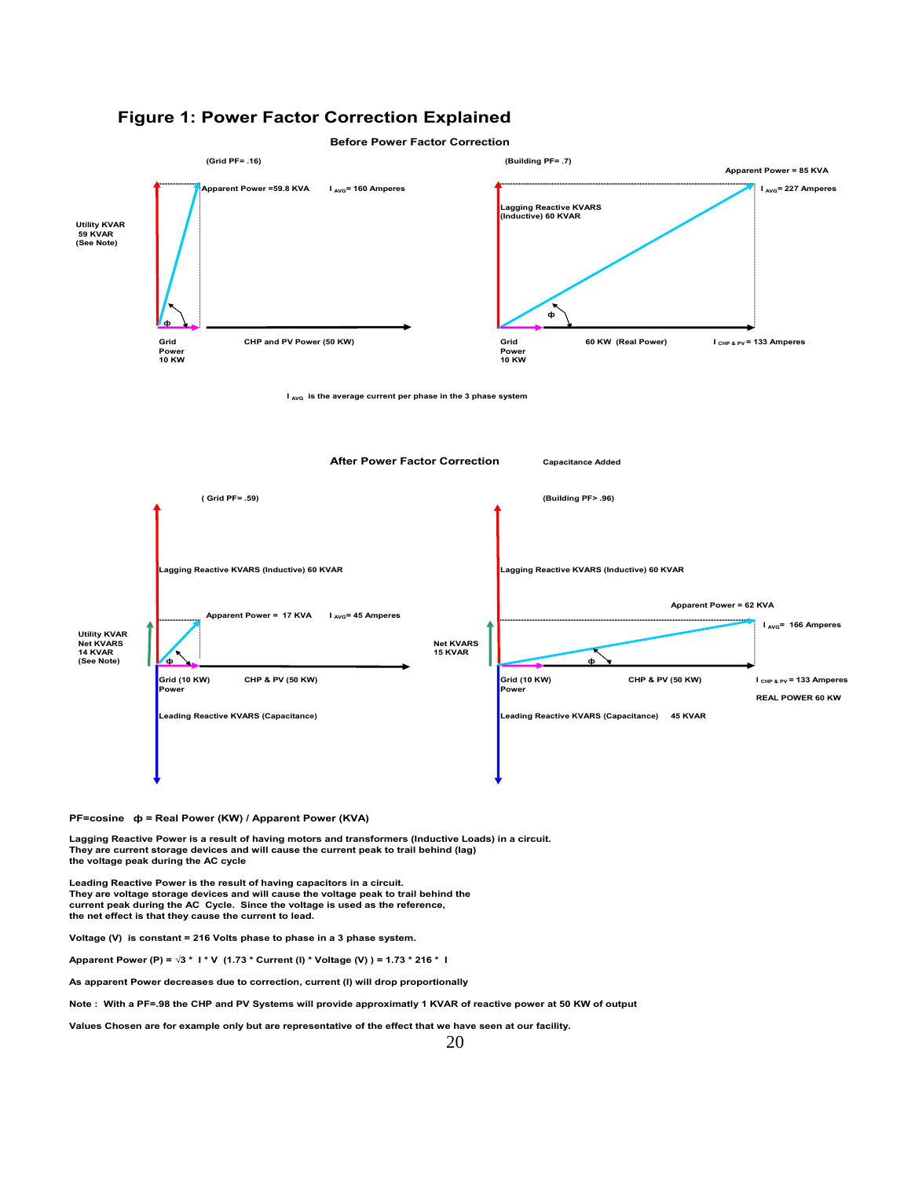## Figure 1: Power Factor Correction Explained

**Before Power Factor Correction**

(Grid PF= .16)

Utility KVAR 59 KVAR (See Note)

Apparent Power =59.8 KVA

$I_{AVG}$= 160 Amperes

ф

Grid Power 10 KW

CHP and PV Power (50 KW)

(Building PF= .7)

Apparent Power = 85 KVA

$I_{AVG}$= 227 Amperes

Lagging Reactive KVARS (Inductive) 60 KVAR

ф

Grid Power 10 KW

60 KW (Real Power)

$I_{CHP\ \&\ PV}$ = 133 Amperes

$I_{AVG}$ is the average current per phase in the 3 phase system

**After Power Factor Correction**

Capacitance Added

( Grid PF= .59)

Lagging Reactive KVARS (Inductive) 60 KVAR

Apparent Power = 17 KVA

$I_{AVG}$= 45 Amperes

Utility KVAR Net KVARS 14 KVAR (See Note)

ф

Grid (10 KW) Power

CHP & PV (50 KW)

Leading Reactive KVARS (Capacitance)

(Building PF> .96)

Lagging Reactive KVARS (Inductive) 60 KVAR

Apparent Power = 62 KVA

$I_{AVG}$= 166 Amperes

Net KVARS 15 KVAR

ф

Grid (10 KW) Power

CHP & PV (50 KW)

$I_{CHP\ \&\ PV}$ = 133 Amperes

REAL POWER 60 KW

Leading Reactive KVARS (Capacitance) 45 KVAR

**PF=cosine ф = Real Power (KW) / Apparent Power (KVA)**

**Lagging Reactive Power is a result of having motors and transformers (Inductive Loads) in a circuit. They are current storage devices and will cause the current peak to trail behind (lag) the voltage peak during the AC cycle**

**Leading Reactive Power is the result of having capacitors in a circuit. They are voltage storage devices and will cause the voltage peak to trail behind the current peak during the AC Cycle. Since the voltage is used as the reference, the net effect is that they cause the current to lead.**

**Voltage (V) is constant = 216 Volts phase to phase in a 3 phase system.**

**Apparent Power (P) = $\sqrt{3}$ * I * V (1.73 * Current (I) * Voltage (V) ) = 1.73 * 216 * I**

**As apparent Power decreases due to correction, current (I) will drop proportionally**

**Note : With a PF=.98 the CHP and PV Systems will provide approximatly 1 KVAR of reactive power at 50 KW of output**

**Values Chosen are for example only but are representative of the effect that we have seen at our facility.**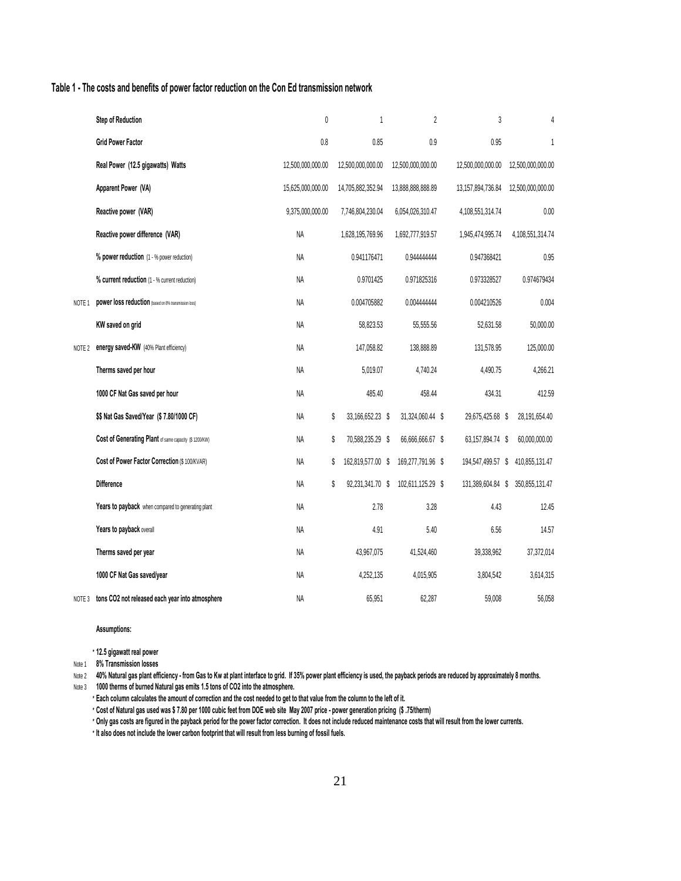**Table 1 - The costs and benefits of power factor reduction on the Con Ed transmission network**

| | | | | | | |
|---|---|---|---|---|---|---|
| | **Step of Reduction** | 0 | 1 | 2 | 3 | 4 |
| | **Grid Power Factor** | 0.8 | 0.85 | 0.9 | 0.95 | 1 |
| | **Real Power (12.5 gigawatts) Watts** | 12,500,000,000.00 | 12,500,000,000.00 | 12,500,000,000.00 | 12,500,000,000.00 | 12,500,000,000.00 |
| | **Apparent Power (VA)** | 15,625,000,000.00 | 14,705,882,352.94 | 13,888,888,888.89 | 13,157,894,736.84 | 12,500,000,000.00 |
| | **Reactive power (VAR)** | 9,375,000,000.00 | 7,746,804,230.04 | 6,054,026,310.47 | 4,108,551,314.74 | 0.00 |
| | **Reactive power difference (VAR)** | NA | 1,628,195,769.96 | 1,692,777,919.57 | 1,945,474,995.74 | 4,108,551,314.74 |
| | **% power reduction** (1 - % power reduction) | NA | 0.941176471 | 0.944444444 | 0.947368421 | 0.95 |
| | **% current reduction** (1 - % current reduction) | NA | 0.9701425 | 0.971825316 | 0.973328527 | 0.974679434 |
| NOTE 1 | **power loss reduction** (based on 8% transmission loss) | NA | 0.004705882 | 0.004444444 | 0.004210526 | 0.004 |
| | **KW saved on grid** | NA | 58,823.53 | 55,555.56 | 52,631.58 | 50,000.00 |
| NOTE 2 | **energy saved-KW** (40% Plant efficiency) | NA | 147,058.82 | 138,888.89 | 131,578.95 | 125,000.00 |
| | **Therms saved per hour** | NA | 5,019.07 | 4,740.24 | 4,490.75 | 4,266.21 |
| | **1000 CF Nat Gas saved per hour** | NA | 485.40 | 458.44 | 434.31 | 412.59 |
| | **$$ Nat Gas Saved/Year ($ 7.80/1000 CF)** | NA | $ 33,166,652.23 | $ 31,324,060.44 | $ 29,675,425.68 | $ 28,191,654.40 |
| | **Cost of Generating Plant** of same capacity ($ 1200/KW) | NA | $ 70,588,235.29 | $ 66,666,666.67 | $ 63,157,894.74 | $ 60,000,000.00 |
| | **Cost of Power Factor Correction** ($ 100/KVAR) | NA | $ 162,819,577.00 | $ 169,277,791.96 | $ 194,547,499.57 | $ 410,855,131.47 |
| | **Difference** | NA | $ 92,231,341.70 | $ 102,611,125.29 | $ 131,389,604.84 | $ 350,855,131.47 |
| | **Years to payback** when compared to generating plant | NA | 2.78 | 3.28 | 4.43 | 12.45 |
| | **Years to payback** overall | NA | 4.91 | 5.40 | 6.56 | 14.57 |
| | **Therms saved per year** | NA | 43,967,075 | 41,524,460 | 39,338,962 | 37,372,014 |
| | **1000 CF Nat Gas saved/year** | NA | 4,252,135 | 4,015,905 | 3,804,542 | 3,614,315 |
| NOTE 3 | **tons CO2 not released each year into atmosphere** | NA | 65,951 | 62,287 | 59,008 | 56,058 |

**Assumptions:**

- \* **12.5 gigawatt real power**
- Note 1 **8% Transmission losses**
- Note 2 **40% Natural gas plant efficiency - from Gas to Kw at plant interface to grid. If 35% power plant efficiency is used, the payback periods are reduced by approximately 8 months.**
- Note 3 **1000 therms of burned Natural gas emits 1.5 tons of CO2 into the atmosphere.**
- \* **Each column calculates the amount of correction and the cost needed to get to that value from the column to the left of it.**
- \* **Cost of Natural gas used was $ 7.80 per 1000 cubic feet from DOE web site May 2007 price - power generation pricing ($ .75/therm)**
- \* **Only gas costs are figured in the payback period for the power factor correction. It does not include reduced maintenance costs that will result from the lower currents.**
- \* **It also does not include the lower carbon footprint that will result from less burning of fossil fuels.**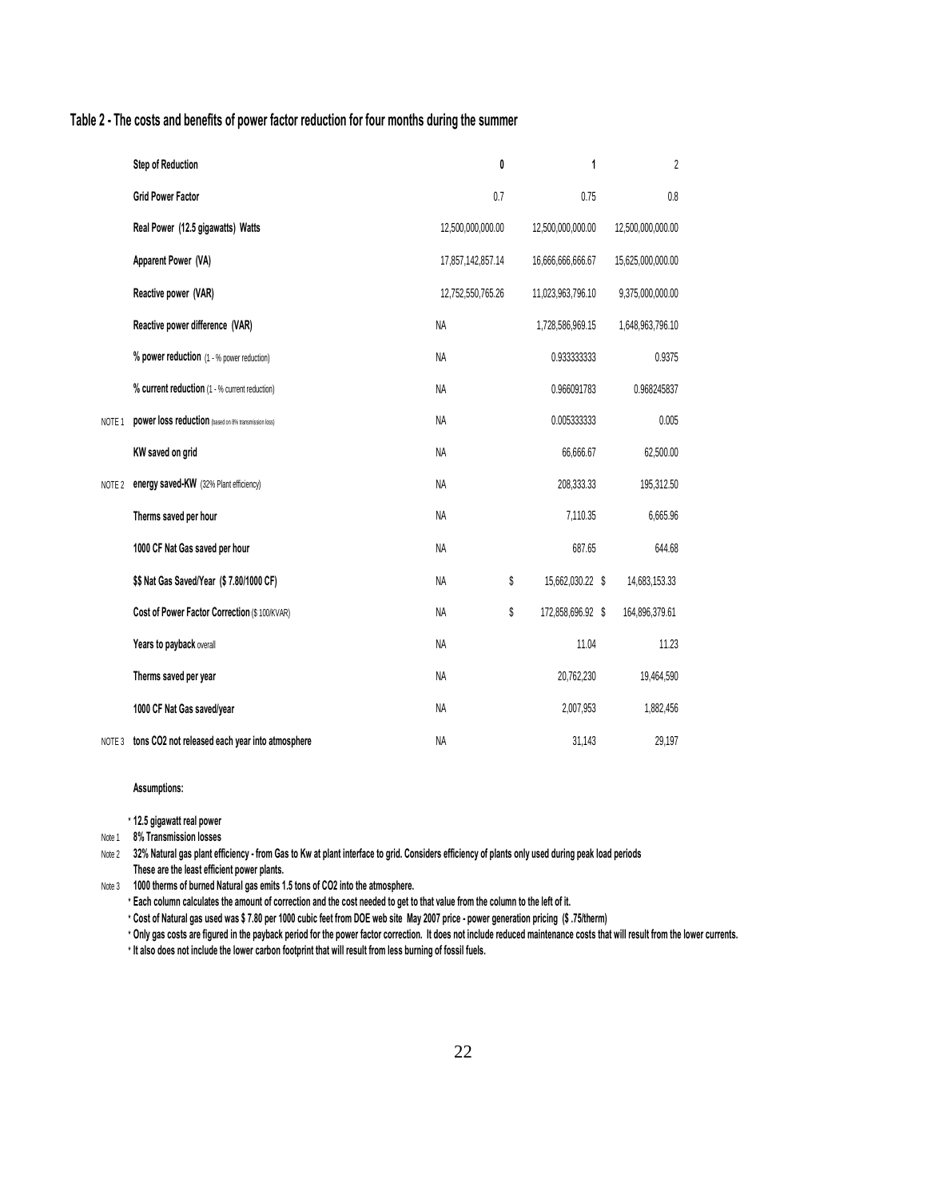**Table 2 - The costs and benefits of power factor reduction for four months during the summer**

| | | | | |
|---|---|---|---|---|
| | **Step of Reduction** | **0** | **1** | 2 |
| | **Grid Power Factor** | 0.7 | 0.75 | 0.8 |
| | **Real Power (12.5 gigawatts) Watts** | 12,500,000,000.00 | 12,500,000,000.00 | 12,500,000,000.00 |
| | **Apparent Power (VA)** | 17,857,142,857.14 | 16,666,666,666.67 | 15,625,000,000.00 |
| | **Reactive power (VAR)** | 12,752,550,765.26 | 11,023,963,796.10 | 9,375,000,000.00 |
| | **Reactive power difference (VAR)** | NA | 1,728,586,969.15 | 1,648,963,796.10 |
| | **% power reduction** (1 - % power reduction) | NA | 0.933333333 | 0.9375 |
| | **% current reduction** (1 - % current reduction) | NA | 0.966091783 | 0.968245837 |
| NOTE 1 | **power loss reduction** (based on 8% transmission loss) | NA | 0.005333333 | 0.005 |
| | **KW saved on grid** | NA | 66,666.67 | 62,500.00 |
| NOTE 2 | **energy saved-KW** (32% Plant efficiency) | NA | 208,333.33 | 195,312.50 |
| | **Therms saved per hour** | NA | 7,110.35 | 6,665.96 |
| | **1000 CF Nat Gas saved per hour** | NA | 687.65 | 644.68 |
| | **$$ Nat Gas Saved/Year ($ 7.80/1000 CF)** | NA | $ 15,662,030.22 | $ 14,683,153.33 |
| | **Cost of Power Factor Correction** ($ 100/KVAR) | NA | $ 172,858,696.92 | $ 164,896,379.61 |
| | **Years to payback** overall | NA | 11.04 | 11.23 |
| | **Therms saved per year** | NA | 20,762,230 | 19,464,590 |
| | **1000 CF Nat Gas saved/year** | NA | 2,007,953 | 1,882,456 |
| NOTE 3 | **tons CO2 not released each year into atmosphere** | NA | 31,143 | 29,197 |

**Assumptions:**

- **12.5 gigawatt real power**

Note 1 **8% Transmission losses**

Note 2 **32% Natural gas plant efficiency - from Gas to Kw at plant interface to grid. Considers efficiency of plants only used during peak load periods These are the least efficient power plants.**

Note 3 **1000 therms of burned Natural gas emits 1.5 tons of $CO_2$ into the atmosphere.**

- **Each column calculates the amount of correction and the cost needed to get to that value from the column to the left of it.**
- **Cost of Natural gas used was $ 7.80 per 1000 cubic feet from DOE web site May 2007 price - power generation pricing ($ .75/therm)**
- **Only gas costs are figured in the payback period for the power factor correction. It does not include reduced maintenance costs that will result from the lower currents.**
- **It also does not include the lower carbon footprint that will result from less burning of fossil fuels.**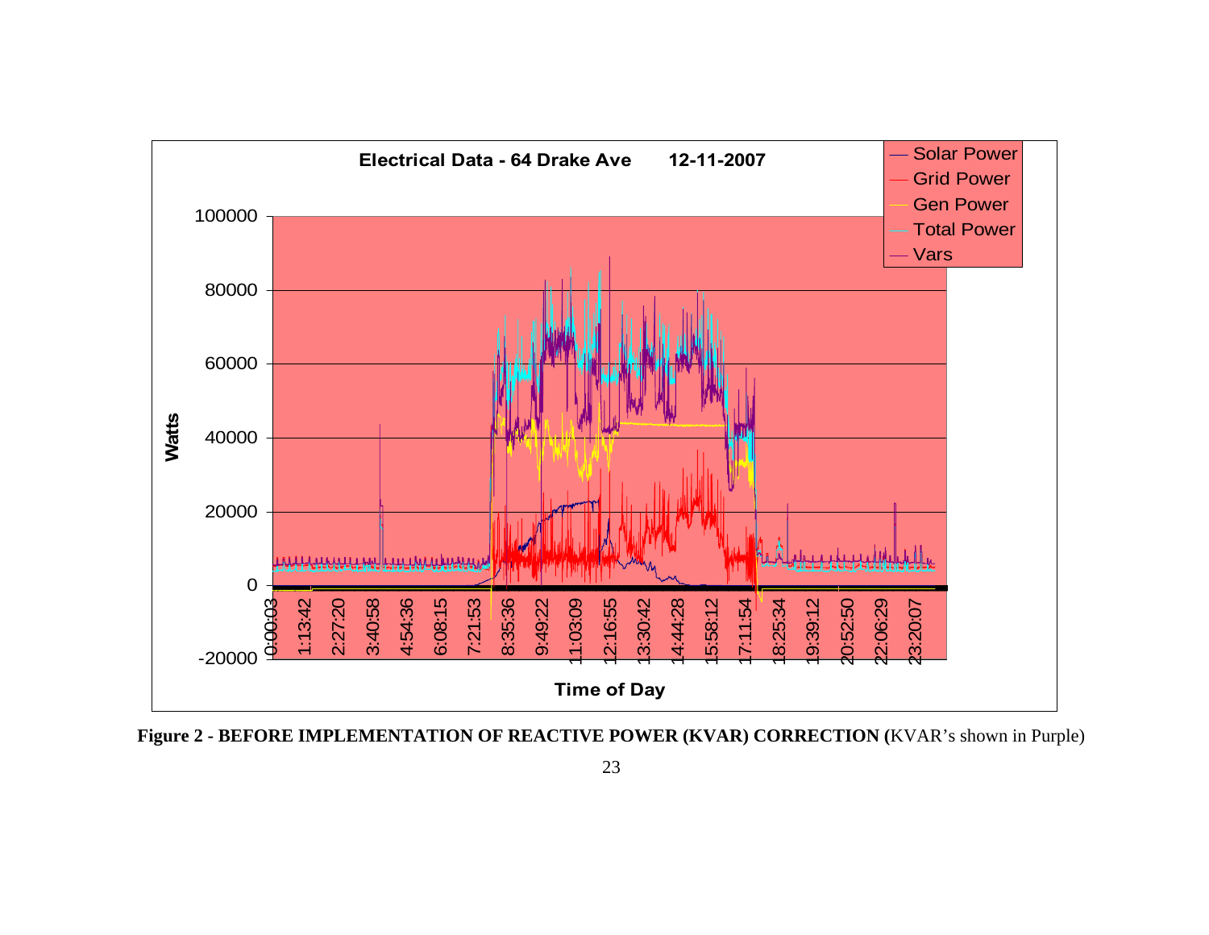**Figure 2 - BEFORE IMPLEMENTATION OF REACTIVE POWER (KVAR) CORRECTION (**KVAR's shown in Purple)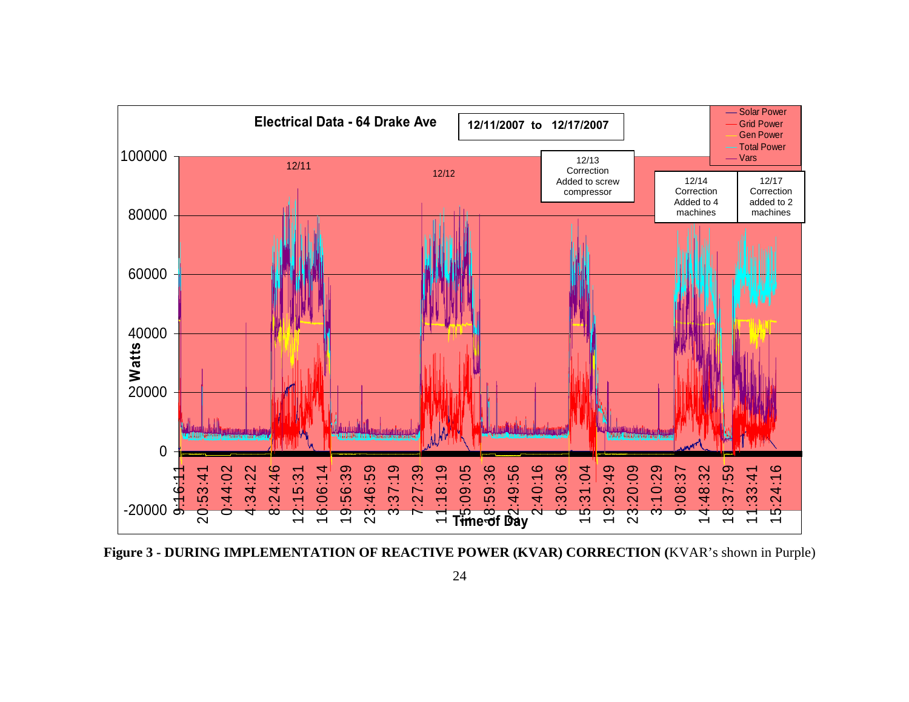Electrical Data - 64 Drake Ave

12/11/2007 to 12/17/2007

- Solar Power
- Grid Power
- Gen Power
- Total Power
- Vars

12/11

12/12

12/13 Correction Added to screw compressor

12/14 Correction Added to 4 machines

12/17 Correction added to 2 machines

Watts: 100000, 80000, 60000, 40000, 20000, 0, -20000

Time of Day: 9:16:11, 20:53:41, 0:44:02, 4:34:22, 8:24:46, 12:15:31, 16:06:14, 19:56:39, 23:46:59, 3:37:19, 7:27:39, 11:18:19, 15:09:05, 18:59:36, 22:49:56, 2:40:16, 6:30:36, 15:31:04, 19:29:49, 23:20:09, 3:10:29, 9:08:37, 14:48:32, 18:37:59, 11:33:41, 15:24:16

**Figure 3 - DURING IMPLEMENTATION OF REACTIVE POWER (KVAR) CORRECTION (**KVAR's shown in Purple)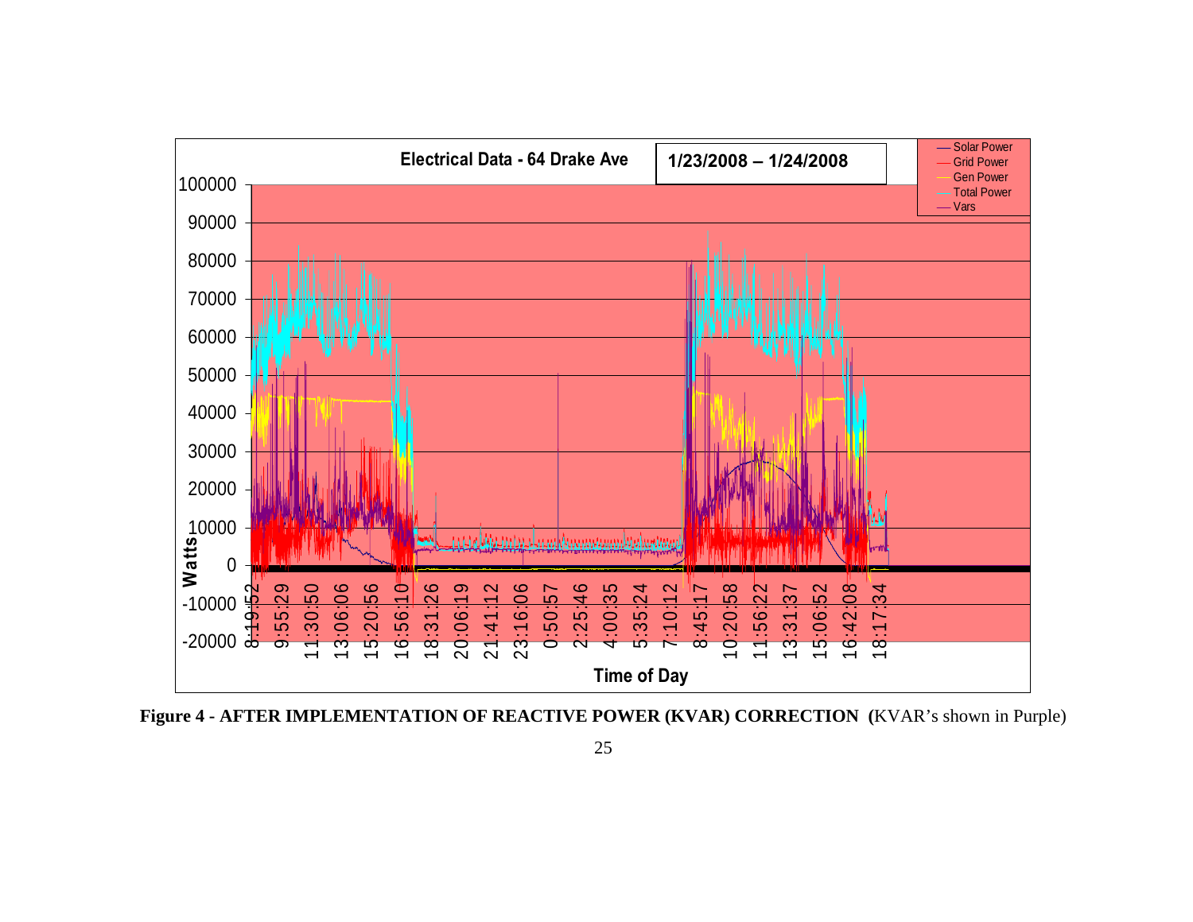**Figure 4 - AFTER IMPLEMENTATION OF REACTIVE POWER (KVAR) CORRECTION (**KVAR's shown in Purple)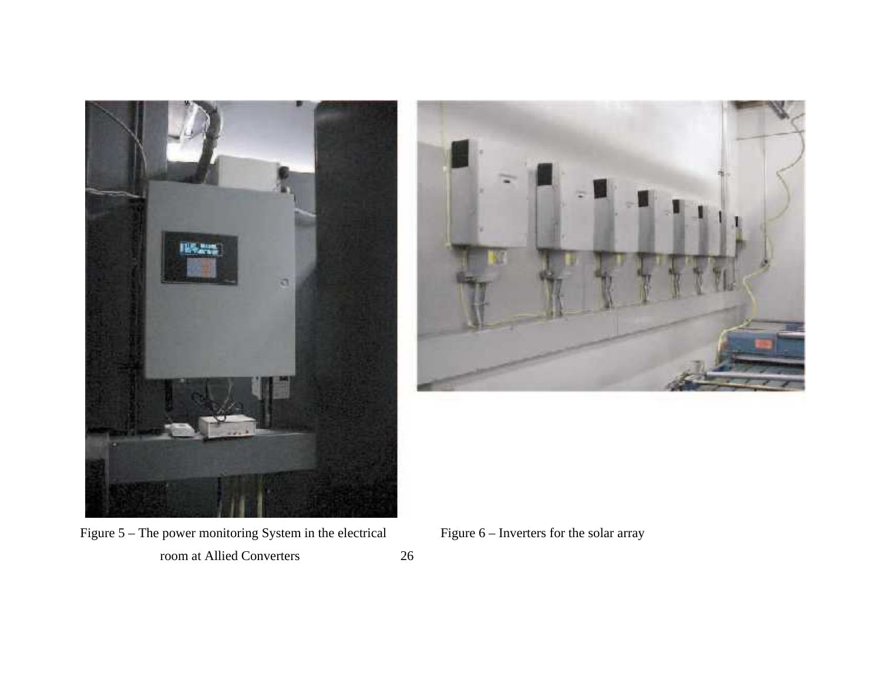Figure 5 – The power monitoring System in the electrical room at Allied Converters

Figure 6 – Inverters for the solar array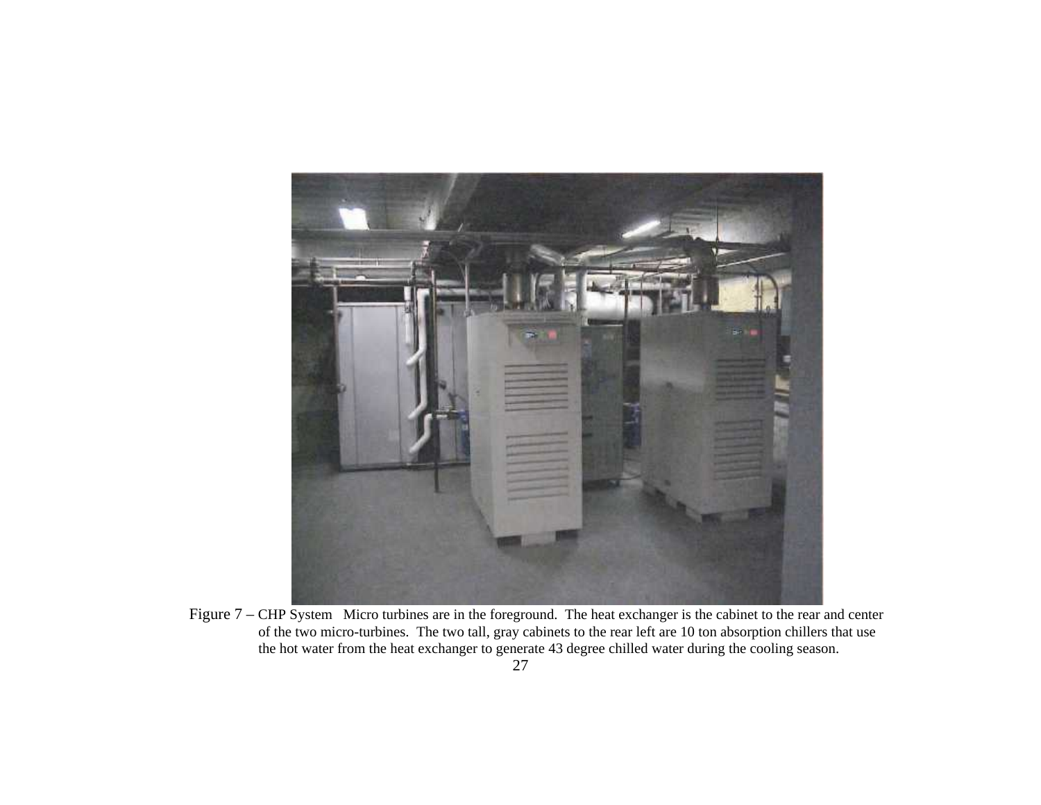Figure 7 – CHP System Micro turbines are in the foreground. The heat exchanger is the cabinet to the rear and center of the two micro-turbines. The two tall, gray cabinets to the rear left are 10 ton absorption chillers that use the hot water from the heat exchanger to generate 43 degree chilled water during the cooling season.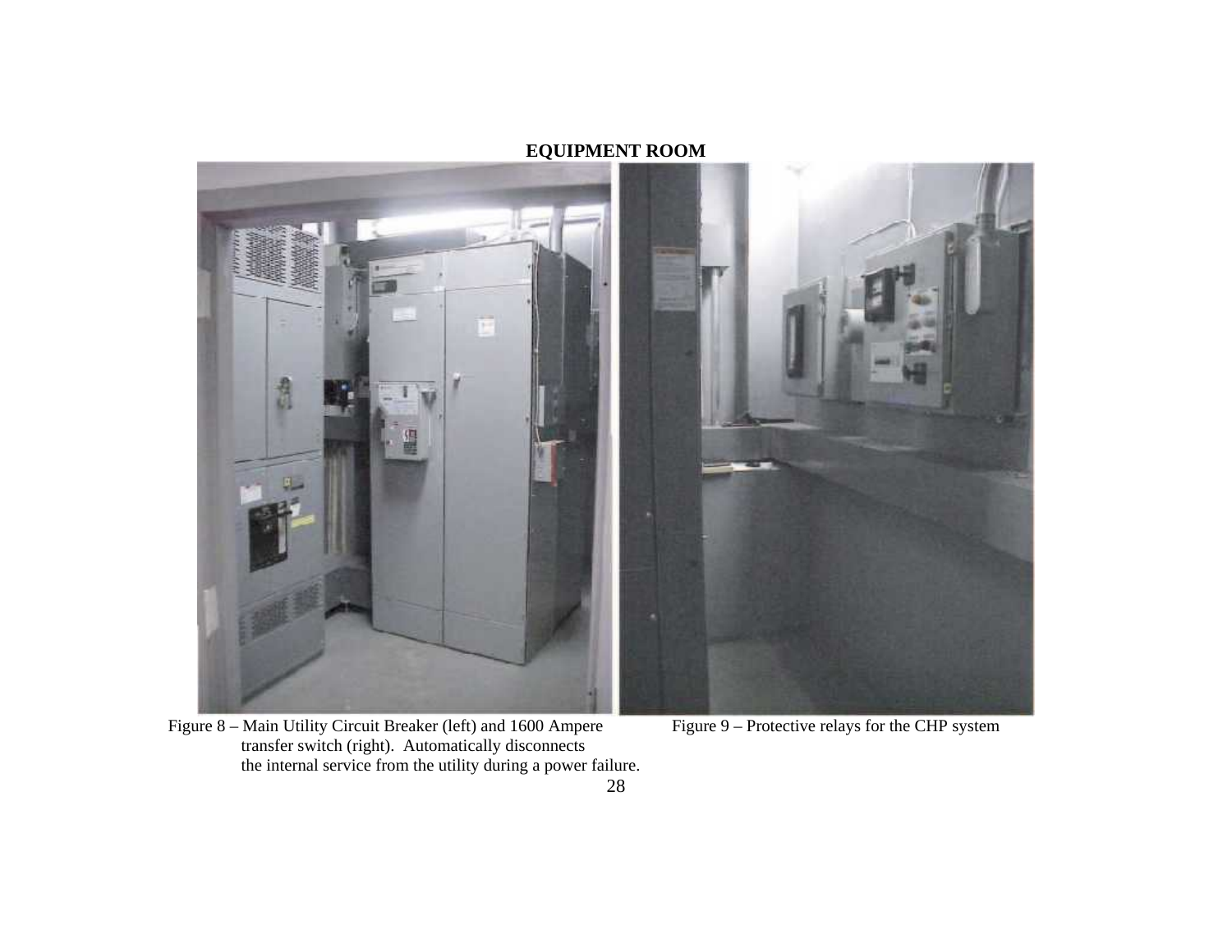## EQUIPMENT ROOM

Figure 8 – Main Utility Circuit Breaker (left) and 1600 Ampere transfer switch (right). Automatically disconnects the internal service from the utility during a power failure.

Figure 9 – Protective relays for the CHP system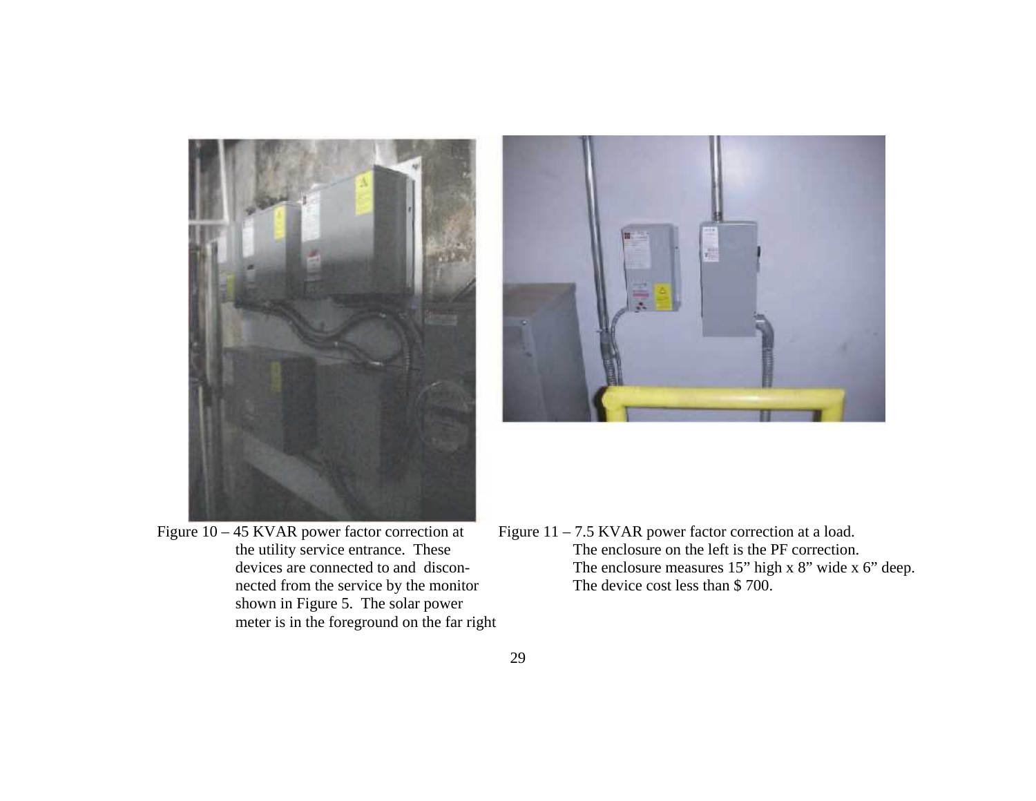Figure 10 – 45 KVAR power factor correction at the utility service entrance. These devices are connected to and disconnected from the service by the monitor shown in Figure 5. The solar power meter is in the foreground on the far right

Figure 11 – 7.5 KVAR power factor correction at a load. The enclosure on the left is the PF correction. The enclosure measures 15" high x 8" wide x 6" deep. The device cost less than $ 700.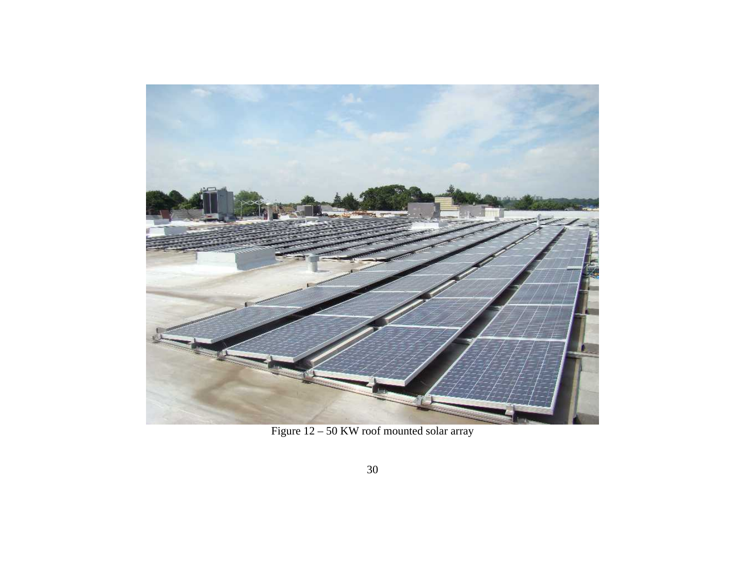Figure 12 – 50 KW roof mounted solar array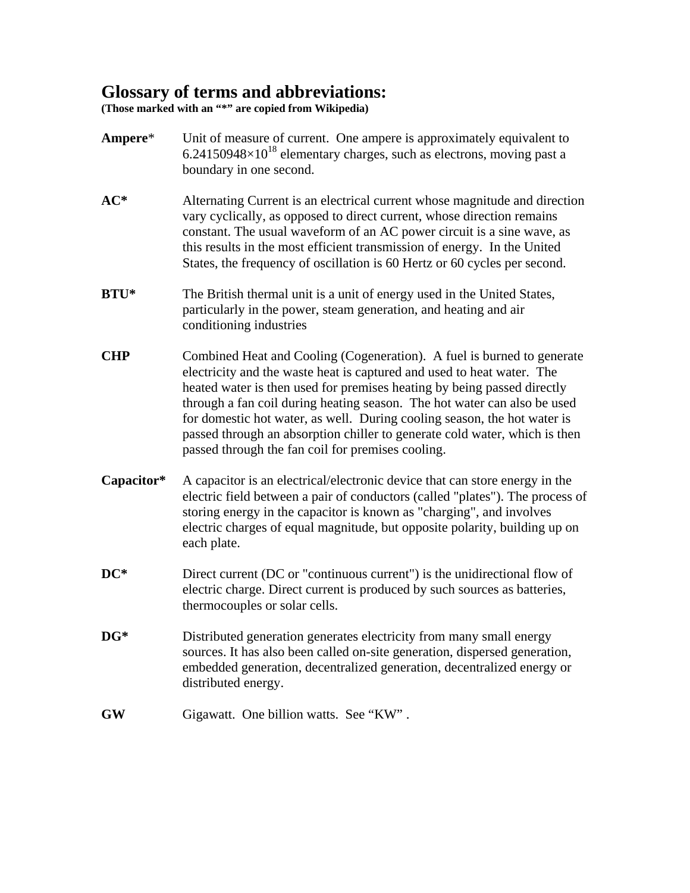# Glossary of terms and abbreviations:

**(Those marked with an "*" are copied from Wikipedia)**

**Ampere*** Unit of measure of current. One ampere is approximately equivalent to $6.24150948 \times 10^{18}$ elementary charges, such as electrons, moving past a boundary in one second.

**AC*** Alternating Current is an electrical current whose magnitude and direction vary cyclically, as opposed to direct current, whose direction remains constant. The usual waveform of an AC power circuit is a sine wave, as this results in the most efficient transmission of energy. In the United States, the frequency of oscillation is 60 Hertz or 60 cycles per second.

**BTU*** The British thermal unit is a unit of energy used in the United States, particularly in the power, steam generation, and heating and air conditioning industries

**CHP** Combined Heat and Cooling (Cogeneration). A fuel is burned to generate electricity and the waste heat is captured and used to heat water. The heated water is then used for premises heating by being passed directly through a fan coil during heating season. The hot water can also be used for domestic hot water, as well. During cooling season, the hot water is passed through an absorption chiller to generate cold water, which is then passed through the fan coil for premises cooling.

**Capacitor*** A capacitor is an electrical/electronic device that can store energy in the electric field between a pair of conductors (called "plates"). The process of storing energy in the capacitor is known as "charging", and involves electric charges of equal magnitude, but opposite polarity, building up on each plate.

**DC*** Direct current (DC or "continuous current") is the unidirectional flow of electric charge. Direct current is produced by such sources as batteries, thermocouples or solar cells.

**DG*** Distributed generation generates electricity from many small energy sources. It has also been called on-site generation, dispersed generation, embedded generation, decentralized generation, decentralized energy or distributed energy.

**GW** Gigawatt. One billion watts. See "KW" .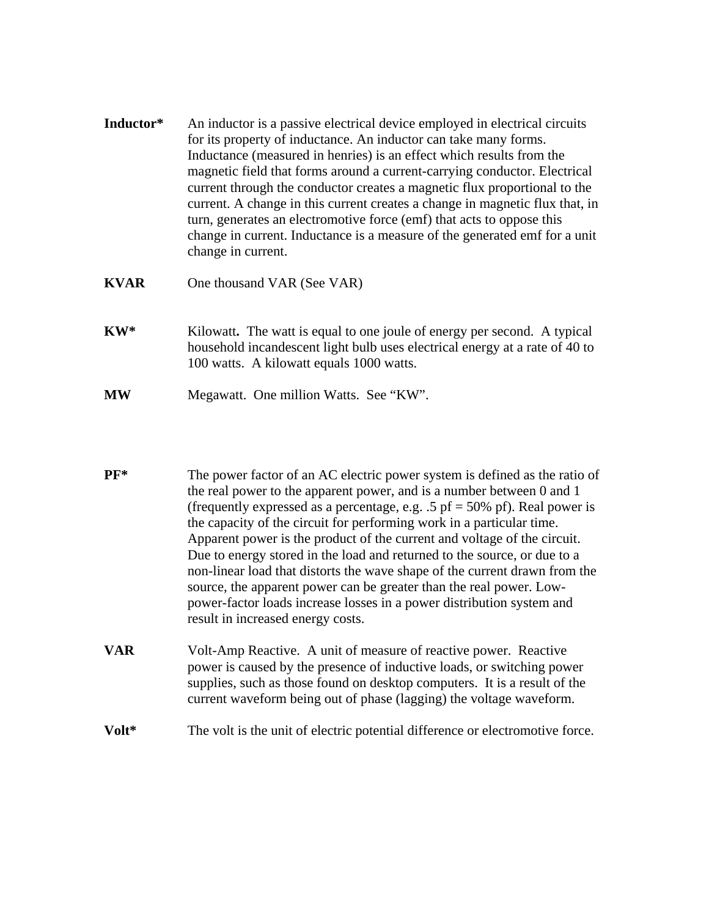**Inductor*** An inductor is a passive electrical device employed in electrical circuits for its property of inductance. An inductor can take many forms. Inductance (measured in henries) is an effect which results from the magnetic field that forms around a current-carrying conductor. Electrical current through the conductor creates a magnetic flux proportional to the current. A change in this current creates a change in magnetic flux that, in turn, generates an electromotive force (emf) that acts to oppose this change in current. Inductance is a measure of the generated emf for a unit change in current.

**KVAR** One thousand VAR (See VAR)

**KW*** Kilowatt**.** The watt is equal to one joule of energy per second. A typical household incandescent light bulb uses electrical energy at a rate of 40 to 100 watts. A kilowatt equals 1000 watts.

**MW** Megawatt. One million Watts. See "KW".

**PF*** The power factor of an AC electric power system is defined as the ratio of the real power to the apparent power, and is a number between 0 and 1 (frequently expressed as a percentage, e.g. .5 pf = 50% pf). Real power is the capacity of the circuit for performing work in a particular time. Apparent power is the product of the current and voltage of the circuit. Due to energy stored in the load and returned to the source, or due to a non-linear load that distorts the wave shape of the current drawn from the source, the apparent power can be greater than the real power. Low-power-factor loads increase losses in a power distribution system and result in increased energy costs.

**VAR** Volt-Amp Reactive. A unit of measure of reactive power. Reactive power is caused by the presence of inductive loads, or switching power supplies, such as those found on desktop computers. It is a result of the current waveform being out of phase (lagging) the voltage waveform.

**Volt*** The volt is the unit of electric potential difference or electromotive force.